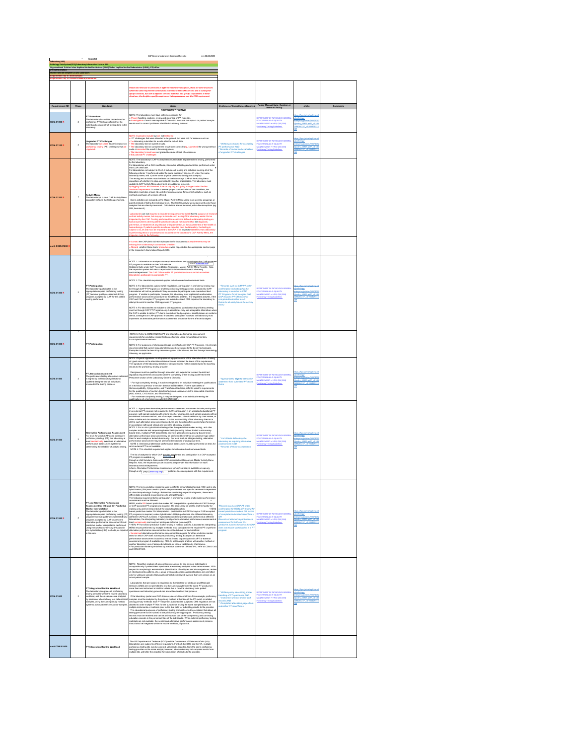CAP General Laboratory Common Checklist ver.06.04.2020

* Important

- Laboratory (LAB)
- Pathology Data System(PDS)/Laboratory Information System (LIS)
- Organizational Policies Johns Hopkins Medical Institutions (JHMI)/ Johns Hopkins Medical Laboratories (JHML) /CQI office

*Please note that due to variations in different laboratory disciplines, there are some situations where the same requirement continues to exist in both the COM Checklist and in a discipline-specific checklist, but with a different checklist number that has specific requirements. In these situations, the discipline-specific requirements take precedence over the COM requirements.*

| Requirement (ID) | Phase | Standards | Notes | Evidence of Compliance Required | Policy Manual Name: Number or Name of Policy | Links | Comments |
|---|---|---|---|---|---|---|---|
| | | | **PROFICIENCY TESTING** | | | | |
| COM.01000 | 2 | **PT Procedure** The laboratory has written procedures for proficiency PT testing sufficient for the extent and complexity of testing done in the laboratory. | NOTE: The laboratory must have written procedures for: • Proper handling, analysis, review and reporting of PT materials. • Investigation of each unacceptable PT result to evaluate the impact on patient sample results and to correct problems identified in a timely manner. | | DEPARTMENT OF PATHOLOGY GENERAL POLICY MANUAL III. QUALITY MANAGEMENT → HPO: QM (XXX) Proficiency Testing Guidelines | https://hpo.johnshopkins.edu/pathology/ | |
| COM.01100 | 2 | **Ungraded PT Challenges** The laboratory assesses its performance on proficiency testing (PT) challenges that are not graded. | NOTE: Examples include but are not limited to: • PT challenges that were intended to be graded, but were not, for reasons such as: - The laboratory submitted its results after the cut-off date. - The laboratory did not submit results. - The laboratory did not complete the result form correctly (eg, submitted the wrong method code or recorded the result in the wrong place). - The laboratory's result was not graded because of lack of consensus. • Educational PT challenges. | * Written procedures for assessing PT performance AND * Records of review and evaluation of ungraded PT challenges | DEPARTMENT OF PATHOLOGY GENERAL POLICY MANUAL III. QUALITY MANAGEMENT → HPO: QM (XXX) Proficiency Testing Guidelines | https://hpo.johnshopkins.edu/pathology/ | |
| COM.01200 | 1 | **Activity Menu** The laboratory's current CAP Activity Menu accurately reflects the testing performed. | NOTE: The laboratory's CAP Activity Menu must include all patient/client testing, performed by the laboratory. For laboratories with a CLIA certificate, it includes all testing and activities performed under that CLIA certificate. For laboratories not subject to CLIA, it includes all testing and activities meeting all of the following criteria: 1) performed under the same laboratory director, 2) under the same laboratory name, and 3) at the same physical premises (contiguous campus). The testing and activities must be listed on the laboratory's CAP of the Activity Menu regardless of whether it is also accredited by another organization. The laboratory must update its CAP Activity Menu when tests are added or removed by logging into e-LAB Solutions Suite on cap.org and going to Organization Profile Sections/Departments. In order to ensure proper customization of the checklists, the laboratory must also ensure the activity menu is accurate for non-test activities, such as methods and types of services offered. Some activities are included on the Master Activity Menu using more generic groupings or panels instead of listing the individual tests. The Master Activity Menu represents only those analytes that are directly measured. Calculations are not included, with a few exceptions (eg, INR, hematocrit). Laboratories are not required to include testing performed solely for the purpose of research on their activity menus, but may opt to include such testing if the laboratory wants it to be inspected by the CAP. Testing performed for research is defined as laboratory testing on human specimens where patient-specific results are not reported for, the diagnosis, prevention, or treatment of any disease or impairment of, or the assessment of the health of human beings. If patient-specific results are reported from the laboratory, the testing is subject to CLIA and must be reported to the CAP. If an inspector identifies that a laboratory is performing tests or procedures not included on the laboratory's CAP Activity Menu, the inspector must do the following: | | | | |
| cont. COM.01200 | | | • Contact the CAP (800-323-4040) inspection for instructions as requirements may be missing from laboratory's customized checklist • Record whether those tests/procedures were inspected in the appropriate section page in the Inspector's Summation Report (ISR). | | | | |
| COM.01300 | 2 | **PT Participation** The laboratory participates in the appropriate required proficiency testing (PT)/external quality assessment (EQA) program accepted by CAP for the patient testing performed. | NOTE 1: Information on analytes that require enrollment and participation in a CAP-accepted PT program is available on the CAP website [http://www.cap.org] Solutions Suite under CAP Accreditation Resources, Master Activity Menu Reports. Also, the inspection packet includes a report with this information for each laboratory section/department. The CAP Office audits PT participation to ensure that submitted laboratories participate in appropriate PT. NOTE 2: This checklist requirement applies to both waived and nonwaived tests. NOTE 3: For laboratories subject to US regulations, participation in proficiency testing may be through CAP PT Programs or another proficiency testing provider accepted by CAP. Laboratories will not be penalized if they are unable to participate in an oversubscribed program. If unable to participate, however, the laboratory must implement an alternative performance assessment procedure for the affected analytes. For regulated analytes, if the CAP and CAP-accepted PT programs are oversubscribed, CMS requires the laboratory to attempt to enroll in another CMS-approved PT program. NOTE 4: For laboratories not subject to US regulations, participation in proficiency testing must be through CAP PT Programs only. Laboratories may use acceptable alternatives when the CAP is unable to deliver PT due to oversubscribed programs, stability issues or customs denial, contingent on CAP approval. If unable to participate, however, the laboratory must implement an alternative performance assessment procedure for the affected analytes. | * Records such as CAP PT order confirmation indicating that the laboratory is enrolled in CAP PT Programs for all analytes that CAP requires PT OR record of completed/submitted result forms for all analytes on the activity menu | DEPARTMENT OF PATHOLOGY GENERAL POLICY MANUAL III. QUALITY MANAGEMENT → HPO: QM (XXX) Proficiency Testing Guidelines | https://hpo.johnshopkins.edu/pathology/ | |
| COM.01300 | 2 | **PT Participation** | NOTE 5: Refer to COM.01520 for PT and alternative performance assessment requirements for predictive marker testing performed using immunohistochemistry in situ hybridization methods. NOTE 6: For purposes of photograph/image identification in CAP PT Programs, it is strongly recommended that current educational resources be available to the bench technologist. Examples include the bench top resources guide, color atlases, and the Surveys Hematology Glossary, as applicable. | | | | |
| COM.01400 | 2 | **PT Attestation Statement** The proficiency testing attestation statement is signed by the laboratory director or qualified designee and all individuals involved in the testing process. | NOTE: Physical signatures must appear on a paper version of the attestation form. A listing of typed names on the attestation statement does not meet the intent of the requirement. The signature of the laboratory director or designee need not be obtained prior to reporting results to the proficiency testing provider. Designees must be qualified through education and experience to meet the defined regulatory requirements associated with the complexity of the testing as defined in the Personnel section of the Laboratory General Checklist. * For high complexity testing, it may be delegated to an individual meeting the qualifications of a technical supervisor or section director (GEN.53400). For the specialties of Histocompatibility, Cytogenetics, and Transfusion Medicine, refer to specific requirements for the qualifications of section directors/technical supervisors in the associated checklists (HSC.40000, CYG.50000, and TRM.50000). * For moderate complexity testing, it may be delegated to an individual meeting the qualifications of a technical consultant (GEN.53625). | * Appropriately signed attestation statement from submitted PT result forms | DEPARTMENT OF PATHOLOGY GENERAL POLICY MANUAL III. QUALITY MANAGEMENT → HPO: QM (XXX) Proficiency Testing Guidelines | https://hpo.johnshopkins.edu/pathology/ | |
| COM.01500 | 2 | **Alternative Performance Assessment** For tests for which CAP does not require proficiency testing (PT), the laboratory at least semiannually exercises an alternative performance assessment system for determining the reliability of analytic testing. | NOTE 1: Appropriate alternative performance assessment procedures include participation in an external PT program not required by CAP, participation in an ungraded/educational PT program, split sample analysis with referral or other laboratories, split sample analysis with an established in-house method, use of assayed materials, clinical validation by chart review, or other suitable and documented means. It is the responsibility of the laboratory director to define such alternative assessment procedures and the criteria for successful performance in accordance with good clinical and scientific laboratory practice. NOTE 2: For in situ hybridization testing other than predictive marker testing, and other complex molecular and sequencing-based tests (including but not limited to microarray-based tests, multiplex PCR-based tests, and next generation sequencing-based tests), alternative performance assessment may be performed by method or specimen type rather than for each analyte or tested abnormality. For tests such as allergen testing, alternative performance assessment may be performed in batches of allergens tests. NOTE 3: Semiannual alternative performance assessment must be performed on tests for which external PT is not available. NOTE 4: This checklist requirement applies to both waived and nonwaived tests. The list of analytes for which CAP requires enrollment and participation in a CAP-accepted PT program is available on [http://www.cap.org] through e-LAB Solutions Suite under CAP Accreditation Resources, Master Activity Menu Reports. Also, the inspection packet includes a report with this information for each laboratory section/department. A form, Alternative Performance Assessment (APA) Test List, is available on cap.org through e-LAB [http://www.cap.org] ... laboratories track compliance with this requirement. | * List of tests defined by the laboratory as requiring alternative assessments AND * Records of those assessments | DEPARTMENT OF PATHOLOGY GENERAL POLICY MANUAL III. QUALITY MANAGEMENT → HPO: QM (XXX) Proficiency Testing Guidelines | https://hpo.johnshopkins.edu/pathology/ | |
| COM.01520 | 2 | **PT and Alternative Performance Assessment for IHC and ISH Predictive Marker Interpretation** The laboratory participates in the appropriate required proficiency testing (PT) program/external quality assessment (EQA) program accepted by CAP or performs alternative performance assessment for all predictive marker interpretation performed using immunohistochemistry (IHC) and in situ hybridization (ISH) methods, as required in the note. | NOTE: The term predictive marker is used to refer to immunohistochemical (IHC) and in situ hybridization (ISH) tests used to predict responsiveness to a specific treatment independent of other histopathologic findings. Rather than confirming a specific diagnosis, these tests differentiate predicted responsiveness to a target therapy. The following requirements for participation in proficiency testing or alternative performance assessment must be followed: • HER2, and/or ER breast predictive marker IHC interpretation - participation in CAP Surveys or CAP-accepted PT programs is required. IHC slides may be sent to another facility for staining only and be interpreted at the originating laboratory. • HER2 breast predictive marker ISH interpretation - participation in CAP Surveys or CAP-accepted PT programs is required, unless hybridization (ISH) is performed at a different laboratory (different CAP/CLIA number). If hybridization and interpretation are performed at different laboratories, the interpreting laboratory must perform alternative performance assessment at least semiannually and must not participate in formal (external) PT. • HER2 PT for breast predictive marker testing is method specific. Laboratories interpreting HER2 results performed by multiple methods must participate in the required PT or perform alternative performance assessment as described above for each method. • Semiannual alternative performance assessment is required for other predictive marker tests for which CAP does not require proficiency testing. Examples of alternative performance assessment include but are not limited to participation in a PT or external assessment program if available (eg, PD-L1), split sample analysis with another method or another laboratory, use of assayed materials, or clinical validation by chart review. • For predictive markers performed by methods other than ISH and IHC, refer to COM.01300 and COM.01500. | *Records such as CAP PT order confirmation for HER2, ER testing for breast predictive markers OR record of completed/submitted result forms OR *Records of alternative performance assessment for IHC and ISH predictive markers for which the CAP does not require participation in a PT program | DEPARTMENT OF PATHOLOGY GENERAL POLICY MANUAL III. QUALITY MANAGEMENT → HPO: QM (XXX) Proficiency Testing Guidelines | https://hpo.johnshopkins.edu/pathology/ | |
| COM.01600 | 2 | **PT Integration Routine Workload** The laboratory integrates all proficiency testing samples within the routine laboratory workload, and those samples are analyzed by personnel who routinely test patient/client samples, using the same primary method systems as for patient/client/donor samples. | NOTE: Repetitive analysis of any proficiency sample by one or more individuals is acceptable only if patient/client specimens are routinely analyzed in the same manner. With respect to morphologic examinations (identification of cell types and microorganisms, review of electrophoretic patterns, etc.), group review and consensus identifications are permitted only for unknown samples that would ordinarily be reviewed by more than one person on an actual patient sample. Laboratories that are subject to regulation by the Centers for Medicare and Medicaid Services (CMS) are not permitted to test the same sample from the same PT product on more than one instrument or method unless that is how the laboratory tests patient specimens and laboratory procedures are written to reflect that process. If the laboratory (under one CLIA license) uses multiple methods for an analyte, proficiency samples must be routinely tested with the primary method at the time of the PT event, or rotated among primary methods each PT shipment. Laboratories subject to CMS regulation are not allowed to order multiple PT kits for the purpose of testing the same sample/analyte on multiple instruments or methods prior to the due date for submitting results to the provider. The educational purposes of proficiency testing are best served by a rotation that allows all testing personnel to be involved in the proficiency testing program. Proficiency testing records must be retained and can be an important part of the competency and continuing education records in the personnel files of the individuals. When external proficiency testing materials are not available, the semiannual alternative performance assessment process should also be integrated within the routine workload, if practical. | * Written policy describing proper handling of PT specimens AND * Instrument printouts and/or work records AND * Completed attestation pages from submitted PT result forms | DEPARTMENT OF PATHOLOGY GENERAL POLICY MANUAL III. QUALITY MANAGEMENT → HPO: QM (XXX) Proficiency Testing Guidelines | https://hpo.johnshopkins.edu/pathology/ | |
| cont.COM.01600 | | **PT Integration Routine Workload** | The US Department of Defense (DOD) and the Department of Veterans Affairs (VA) laboratories are subject to different regulations. For both the DOD and the VA, multiple proficiency testing kits may be ordered, with results reported, from the same proficiency testing provider on the same analyte; however, laboratories may not compare results from multiple kits until after the deadline for submission of results to the provider. | | | | |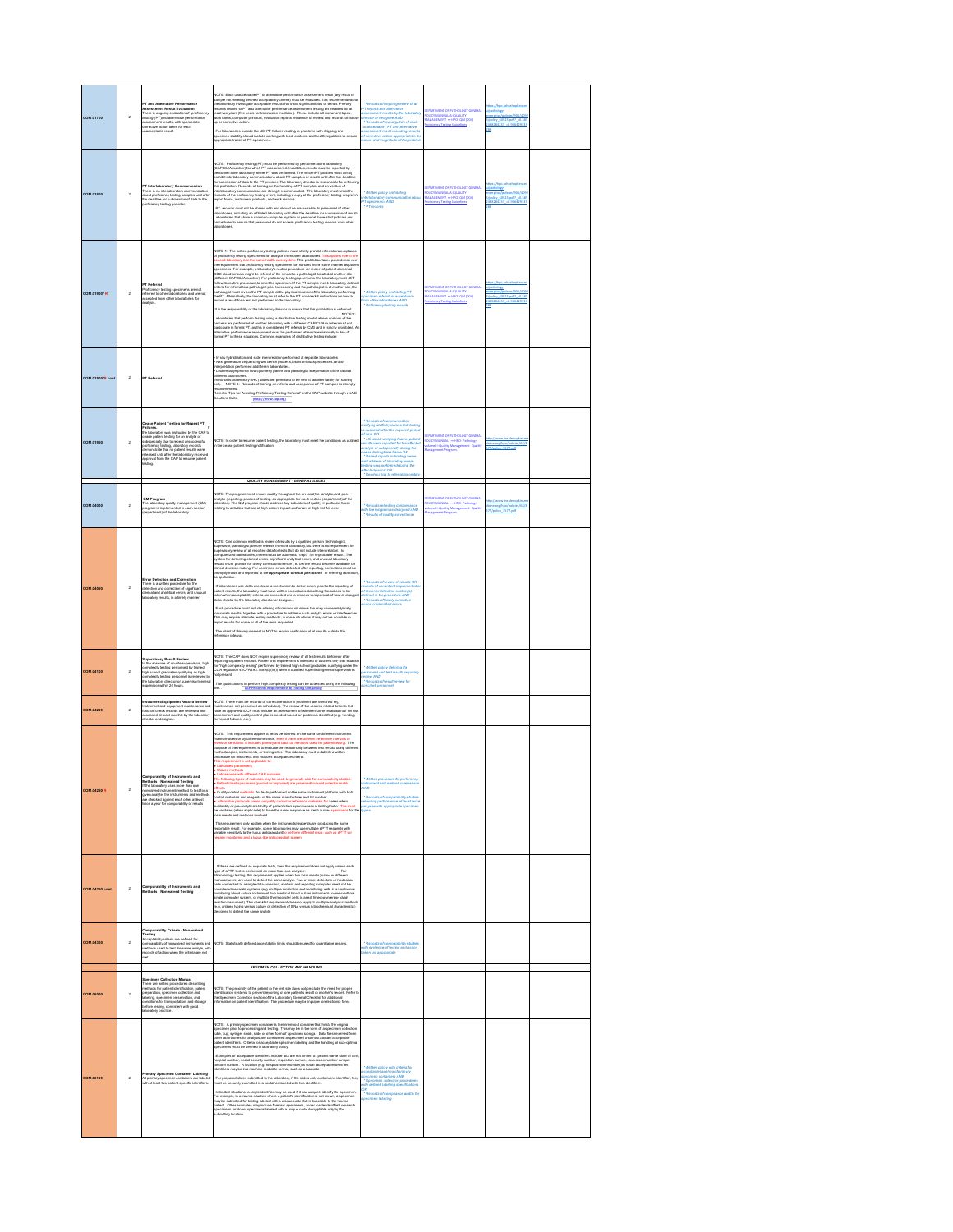| | | | | | | | |
|---|---|---|---|---|---|---|---|
| COM.01700 | 2 | **PT and Alternative Performance Assessment Result Evaluation**<br>There is ongoing evaluation of proficiency testing (PT) and alternative performance assessment results, with appropriate corrective action taken for each unacceptable result. | NOTE: Each unacceptable PT or alternative performance assessment result (any result or sample not meeting defined acceptability criteria) must be evaluated. It is recommended that the laboratory investigate acceptable results that show significant bias or trends. Primary records related to PT and alternative performance assessment testing are retained for at least two years (five years for transfusion medicine). These include all instrument tapes, work cards, computer printouts, evaluation reports, evidence of review, and records of follow up or corrective action.<br><br>For laboratories outside the US, PT failures relating to problems with shipping and specimen stability should include working with local customs and health regulators to ensure appropriate transit of PT specimens. | *Records of ongoing review of all PT reports and alternative assessment results by the laboratory director or designee AND<br>*Records of investigation of each "unacceptable" PT and alternative assessment result including records of corrective action appropriate to the nature and magnitude of the problem | DEPARTMENT OF PATHOLOGY GENERAL POLICY MANUAL-II: QUALITY MANAGEMENT -> HRO: QM (2.04) Proficiency Testing Guidelines | https://lsps.pathology.edu/... | |
| COM.01800 | 2 | **PT Interlaboratory Communication**<br>There is no interlaboratory communication about proficiency testing samples until after the deadline for submission of data to the proficiency testing provider. | NOTE: Proficiency testing (PT) must be performed by personnel at the laboratory (CAP/CLIA number) for which PT was ordered. In addition, results must be reported by personnel at the laboratory where PT was performed. The written PT policies must strictly prohibit interlaboratory communications about PT samples or results until after the deadline for submission of data to the PT provider. The laboratory director is responsible for enforcing this prohibition. Records of training on the handling of PT samples and prevention of interlaboratory communication are strongly recommended. The laboratory must retain the records of the proficiency testing event, including a copy of the proficiency testing program's report forms, instrument printouts, and work records.<br><br>PT records must not be shared with and should be inaccessible to personnel of other laboratories, including an affiliated laboratory until after the deadline for submission of results. Laboratories that share a common computer system or personnel have strict policies and procedures to ensure that personnel do not access proficiency testing records from other laboratories. | *Written policy prohibiting interlaboratory communication about PT specimens AND<br>*PT records | DEPARTMENT OF PATHOLOGY GENERAL POLICY MANUAL-II: QUALITY MANAGEMENT -> HRO: QM (2.04) Proficiency Testing Guidelines | https://lsps.pathology.edu/... | |
| COM.01900 R | 2 | **PT Referral**<br>Proficiency testing specimens are not referred to other laboratories and are not accepted from other laboratories for analysis. | NOTE 1: The written proficiency testing policies must strictly prohibit referral or acceptance of proficiency testing specimens for analysis from other laboratories. This applies even if the second laboratory is in the same health care system. This prohibition takes precedence over the requirement that proficiency testing specimens be handled in the same manner as patient specimens. For example, a laboratory's routine procedure for review of patient abnormal CBC blood smears might be referral of the smear to a pathologist located at another site (different CAP/CLIA number). For proficiency testing specimens, the laboratory must NOT follow its routine procedures to refer the specimen. If the PT sample meets laboratory-defined criteria for referral to a pathologist prior to reporting and the pathologist is at another site, the pathologist must review the PT sample at the physical location of the laboratory performing the PT. Alternatively, the laboratory must refer to the PT provider kit instructions on how to record a result for a test not performed in the laboratory.<br><br>It is the responsibility of the laboratory director to ensure that this prohibition is enforced. NOTE 2: Laboratories that perform testing using a distributive testing model where portions of the process are performed at another laboratory with a different CAP/CLIA number must not participate in formal PT, as this is considered PT referral by CMS and is strictly prohibited. An alternative performance assessment must be performed at least semiannually in lieu of formal PT in these situations. Common examples of distributive testing include: | *Written policy prohibiting PT specimen referral or acceptance from other laboratories AND<br>*Proficiency testing records | DEPARTMENT OF PATHOLOGY GENERAL POLICY MANUAL-II: QUALITY MANAGEMENT -> HRO: QM (2.04) Proficiency Testing Guidelines | https://lsps.pathology.edu/... | |
| COM.01900 R cont. | 2 | **PT Referral** | • In situ hybridization and slide interpretation performed at separate laboratories<br>• Next generation sequencing wet bench process, bioinformatics processes, and/or interpretation performed at different laboratories<br>• Leukemia/lymphoma flow cytometry panels and pathologist interpretation of the data at different laboratories<br>Immunohistochemistry (IHC) slides are permitted to be sent to another facility for staining only. NOTE 3: Records of training on referral and acceptance of PT samples is strongly recommended.<br>Refer to "Tips for Avoiding Proficiency Testing Referral" on the CAP website through e-LAB Solutions Suite. [http://www.cap.org] | | | | |
| COM.01950 | 2 | **Cease Patient Testing for Repeat PT Failures**<br>If the laboratory was instructed by the CAP to cease patient testing for an analyte or subspecialty due to repeat unsuccessful proficiency testing, laboratory records demonstrate that no patient results were released until after the laboratory received approval from the CAP to resume patient testing. | NOTE: In order to resume patient testing, the laboratory must meet the conditions as outlined in the cease patient testing notification. | *Records of communication notifying staff/physicians that testing is suspended for the required period of time OR<br>*LIS report verifying that no patient results were reported for the affected analyte or subspecialty during the cease-testing time frame OR<br>*Patient reports indicating name and address of laboratory where testing was performed during the affected period OR<br>*Send-out log to referral laboratory | DEPARTMENT OF PATHOLOGY GENERAL POLICY MANUAL -> HRO: Pathology Volume I: Quality Management - Quality Management Program | https://www.ucdenhealth.../... | |
| | | | **QUALITY MANAGEMENT - GENERAL ISSUES** | | | | |
| COM.04000 | 2 | **QM Program**<br>The laboratory quality management (QM) program is implemented in each section (department) of the laboratory. | NOTE: The program must ensure quality throughout the pre-analytic, analytic, and post-analytic (reporting) phases of testing, as appropriate for each section (department) of the laboratory. The QM program should address key indicators of quality, in particular those relating to activities that are of high patient impact and/or are of high risk for error. | *Records reflecting conformance with the program as designed AND<br>*Results of quality surveillance | DEPARTMENT OF PATHOLOGY GENERAL POLICY MANUAL -> HRO: Pathology Volume I: Quality Management - Quality Management Program | https://www.ucdenhealth.../... | |
| COM.04050 | 2 | **Error Detection and Correction**<br>There is a written procedure for the detection and correction of significant clinical and analytical errors, and unusual laboratory results, in a timely manner. | NOTE: One common method is review of results by a qualified person (technologist, supervisor, pathologist) before release from the laboratory, but there is no requirement for supervisory review of all reported data for tests that do not include interpretation. In computerized laboratories, there should be automatic "flags" for improbable results. The system for detecting clerical errors, significant analytical errors, and unusual laboratory results must provide for timely correction of errors, ie, before results become available for clinical decision making. For confirmed errors detected after reporting, corrections must be promptly made and reported to the **appropriate clinical personnel** or referring laboratory, as applicable.<br><br>If laboratories use delta checks as a mechanism to detect errors prior to the reporting of patient results, the laboratory must have written procedures describing the actions to be taken when acceptability criteria are exceeded and a process for approval of new or changed delta checks by the laboratory director or designee.<br><br>Each procedure must include a listing of common situations that may cause analytically inaccurate results, together with a procedure to address such analytic errors or interferences. This may require alternate testing methods; in some situations, it may not be possible to report results for some or all of the tests requested.<br><br>The intent of this requirement is NOT to require verification of all results outside the reference interval. | *Records of review of results OR records of consistent implementation of the error detection system(s) defined in the procedure AND<br>*Records of timely corrective action of identified errors | | | |
| COM.04100 | 2 | **Supervisory Result Review**<br>In the absence of on-site supervisors, high complexity testing performed by trained high school graduates qualifying as high complexity testing personnel is reviewed by the laboratory director or supervisor/general supervisor within 24 hours. | NOTE: The CAP does NOT require supervisory review of all test results before or after reporting to patient records. Rather, this requirement is intended to address only that situation for "high complexity testing" performed by trained high school graduates qualifying under the CLIA regulation 42CFR493.1489(b)(5) when a qualified supervisor/general supervisor is not present.<br><br>The qualifications to perform high complexity testing can be accessed using the following link: GEN Personnel Requirements by Testing Complexity | *Written policy defining the personnel and test results requiring review AND<br>*Records of result review for specified personnel | | | |
| COM.04200 | 2 | **Instrument/Equipment Record Review**<br>Instrument and equipment maintenance and function check records are reviewed and assessed at least monthly by the laboratory director or designee. | NOTE: There must be records of corrective action if problems are identified (eg, maintenance not performed as scheduled). The review of the records related to tests that have an approved IQCP must include an assessment of whether further evaluation of the risk assessment and quality control plan is needed based on problems identified (e.g. trending for repeat failures, etc.). | | | | |
| COM.04250 R | 2 | **Comparability of Instruments and Methods - Nonwaived Testing**<br>If the laboratory uses more than one nonwaived instrument/method to test for a given analyte, the instruments and methods are checked against each other at least twice a year for comparability of results. | NOTE: This requirement applies to tests performed on the same or different instrument makes/models or by different methods, even if there are different reference intervals or levels of sensitivity. It includes primary and back-up methods used for patient testing. The purpose of the requirement is to evaluate the relationship between test results using different methodologies, instruments, or testing sites. The laboratory must establish a written procedure for this check that includes acceptance criteria.<br>This requirement is not applicable to:<br>• Calculated parameters<br>• Manual methods<br>• Laboratories with different CAP numbers<br>The following types of materials may be used to generate data for comparability studies:<br>• Patient/client specimens (pooled or unpooled are preferred to avoid potential matrix effects)<br>• Quality control materials: for tests performed on the same instrument platform, with both control materials and reagents of the same manufacturer and lot number<br>• Alternative protocols based on quality control or reference materials for cases when availability or pre-analytical stability of patient/client specimens is a limiting factor. The must be validated (when applicable) to have the same response as fresh human specimens for the instruments and methods involved.<br><br>This requirement only applies when the instruments/reagents are producing the same reportable result. For example, some laboratories may use multiple aPTT reagents with variable sensitivity to the lupus anticoagulant to perform different tests, such as aPTT for heparin monitoring and a lupus-like anticoagulant screen. | *Written procedure for performing instrument and method comparison AND<br>*Records of comparability studies reflecting performance at least twice per year with appropriate specimen types | | | |
| COM.04250 R cont. | 2 | **Comparability of Instruments and Methods - Nonwaived Testing** | If these are defined as separate tests, then this requirement does not apply unless each type of aPTT test is performed on more than one analyzer. For Microbiology testing, this requirement applies when two instruments (same or different manufacturers) are used to detect the same analyte. Two or more detectors or incubation cells connected to a single data collection, analysis and reporting computer need not be considered separate systems (e.g. multiple incubation and monitoring cells in a continuous monitoring blood culture instrument; two identical blood culture instruments connected to a single computer system; or multiple thermocycler units in a real-time polymerase chain reaction instrument). This checklist requirement does not apply to multiple analytical methods (e.g. antigen typing versus culture or detection of DNA versus a biochemical characteristic) designed to detect the same analyte. | | | | |
| COM.04300 | 2 | **Comparability Criteria - Non-waived Testing**<br>Acceptability criteria are defined for comparability of nonwaived instruments and methods used to test the same analyte, with records of action when the criteria are not met. | NOTE: Statistically defined acceptability limits should be used for quantitative assays. | *Records of comparability studies with evidence of review and action taken, as appropriate | | | |
| | | | **SPECIMEN COLLECTION AND HANDLING** | | | | |
| COM.06000 | 2 | **Specimen Collection Manual**<br>There are written procedures describing methods for patient identification, patient preparation, specimen collection and labeling, specimen preservation, and conditions for transportation, and storage before testing, consistent with good laboratory practice. | NOTE: The proximity of the patient to the test site does not preclude the need for proper identification systems to prevent reporting of one patient's result to another's record. Refer to the Specimen Collection section of the Laboratory General Checklist for additional information on patient identification. The procedure may be in paper or electronic form. | | | | |
| COM.06100 | 2 | **Primary Specimen Container Labeling**<br>All primary specimen containers are labeled with at least two patient-specific identifiers. | NOTE: A primary specimen container is the innermost container that holds the original specimen prior to processing and testing. This may be in the form of a specimen collection tube, cup, syringe, swab, slide or other form of specimen storage. Data files received from other laboratories for analysis are considered a specimen and must contain acceptable patient identifiers. Criteria for acceptable specimen labeling and the handling of sub-optimal specimens must be defined in laboratory policy.<br><br>Examples of acceptable identifiers include, but are not limited to: patient name, date of birth, hospital number, social security number, requisition number, accession number, unique random number. A location (e.g., hospital room number) is not an acceptable identifier. Identifiers may be in a machine readable format, such as a barcode.<br><br>For prepared slides submitted to the laboratory, if the slides only contain one identifier, they must be securely submitted in a container labeled with two identifiers.<br><br>In limited situations, a single identifier may be used if it can uniquely identify the specimen. For example, in a trauma situation where a patient's identification is not known, a specimen may be submitted for testing labeled with a unique code that is traceable to the trauma patient. Other examples may include forensic specimens, coded or de-identified research specimens, or donor specimens labeled with a unique code decipherable only by the submitting location. | *Written policy with criteria for acceptable labeling of primary specimen containers AND<br>*Specimen collection procedures with defined labeling specifications OR<br>*Records of compliance audits for specimen labeling | | | |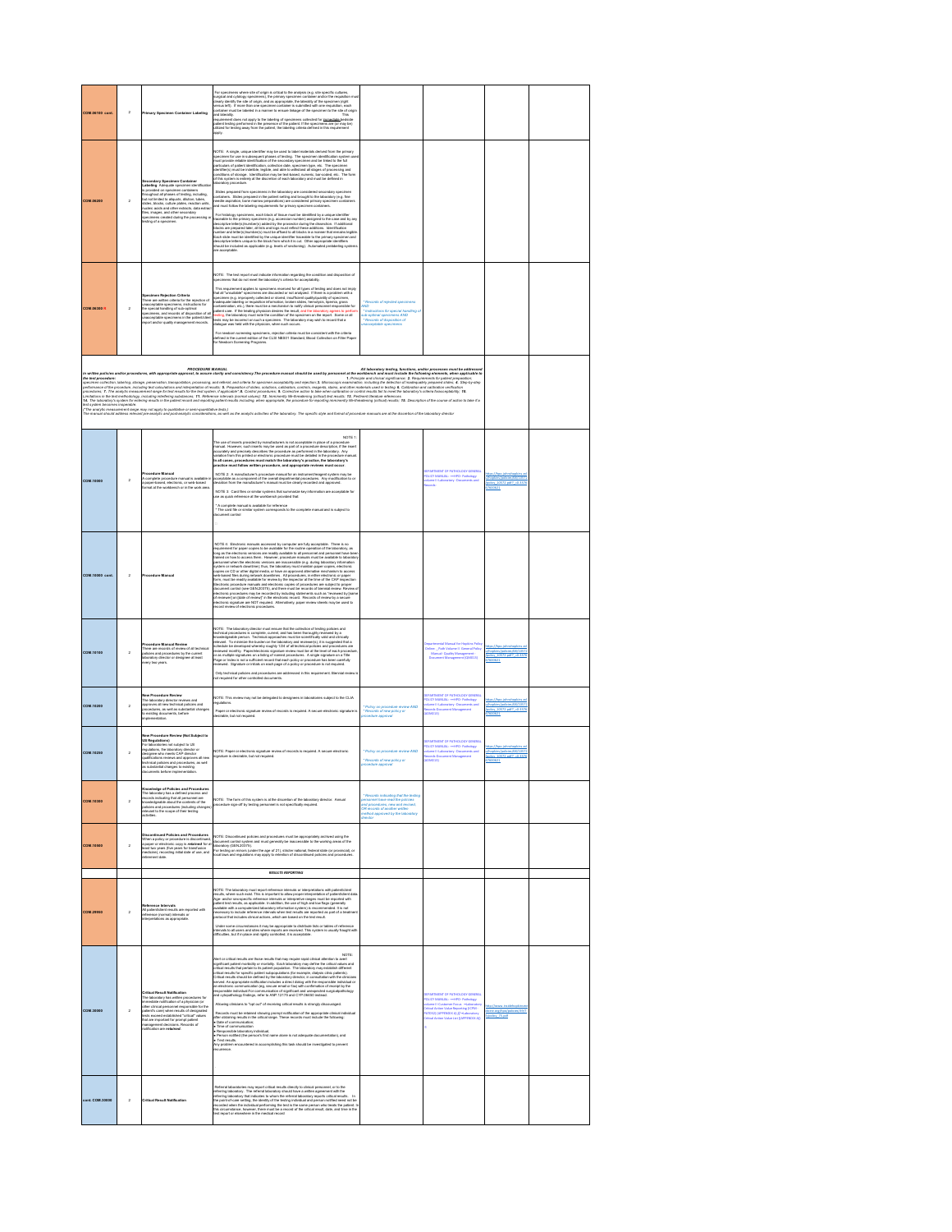| COM.06100 cont. | 2 | Primary Specimen Container Labeling | For specimens where site of origin is critical to the analysis (e.g. site specific cultures, surgical and cytology specimens), the primary specimen container and/or the requisition must clearly identify the site of origin, and as appropriate, the laterality of the specimen (right versus left). If more than one specimen container is submitted with one requisition, each container must be labeled in a manner to ensure linkage of the specimen to the site of origin and laterality. This requirement does not apply to the labeling of specimens collected for immediate bedside patient testing performed in the presence of the patient. If the specimens are (or may be) utilized for testing away from the patient, the labeling criteria defined in this requirement apply. | | | |
|---|---|---|---|---|---|---|
| COM.06200 | 2 | **Secondary Specimen Container Labeling** Adequate specimen identification is provided on specimen containers throughout all phases of testing, including, but not limited to aliquots, dilution, tubes, slides, blocks, culture plates, reaction units, nucleic acids and other extracts, data-extract files, images, and other secondary specimens created during the processing or testing of a specimen. | NOTE: A single, unique identifier may be used to label materials derived from the primary specimen for use in subsequent phases of testing. The specimen identification system used must provide reliable identification of the secondary specimen and be linked to the full particulars of patient identification, collection date, specimen type, etc. The specimen identifier(s) must be indelible, legible, and able to withstand all stages of processing and conditions of storage. Identification may be text-based, numeric, bar-coded, etc. The form of this system is entirely at the discretion of each laboratory and must be defined in laboratory procedure.<br><br>Slides prepared from specimens in the laboratory are considered secondary specimen containers. Slides prepared in the patient setting and brought to the laboratory (e.g. fine needle aspiration, bone marrow preparations) are considered primary specimen containers and must follow the labeling requirements for primary specimen containers.<br><br>For histology specimens, each block of tissue must be identified by a unique identifier traceable to the primary specimen (e.g. accession number) assigned to the case and by any descriptive letter(s) (number(s)) added by the prosector during the dissection. If additional blocks are prepared later, all lists and logs must reflect these additions. Identification number and letter(s) (number(s)) must be affixed to all blocks in a manner that remains legible. Each slide must be identified by the unique identifier traceable to the primary specimen and descriptive letters unique to the block from which it is cut. Other appropriate identifiers should be included as applicable (e.g. levels of sectioning). Automated preslabeling systems are acceptable. | | | |
| COM.06300 R | 2 | **Specimen Rejection Criteria** There are written criteria for the rejection of unacceptable specimens, instructions for the special handling of sub-optimal specimens, and records of disposition of all unacceptable specimens in the patient/client report and/or quality management records. | NOTE: The test report must indicate information regarding the condition and disposition of specimens that do not meet the laboratory's criteria for acceptability.<br><br>This requirement applies to specimens received for all types of testing and does not imply that all "unsuitable" specimens are discarded or not analyzed. If there is a problem with a specimen (e.g. improperly collected or stored, insufficient quality/quantity of specimens, inadequate labeling or requisition information, broken tubes, hemolysis, lipemia, gross contamination, etc.), there must be a mechanism to notify clinical personnel responsible for patient care. If the treating physician desires the result, and the laboratory agrees to perform testing, the laboratory must note the condition of the specimen on the report. Some or all tests may be recorded on such a specimen. The laboratory may wish to record that a dialogue was held with the physician, when such occurs.<br><br>For newborn screening specimens, rejection criteria must be consistent with the criteria defined in the current edition of the CLSI NBS01 Standard, Blood Collection on Filter Paper for Newborn Screening Programs. | * Records of rejected specimens AND<br>* Instructions for special handling of sub-optimal specimens AND<br>* Records of disposition of unacceptable specimens | | |

**PROCEDURE MANUAL**

*In written policies and/or procedures, with appropriate approval, to ensure clarity and consistency. The procedure manual should be used by personnel at the workbench and must include the following elements, when applicable to the test procedure:* All laboratory testing, functions, and/or processes must be addressed *1. Principle and clinical significance; 2. Requirements for patient preparation; specimen collection, labeling, storage, preservation, transportation, processing, and referral; and criteria for specimen acceptability and rejection; 3. Microscopic examination, including the detection of inadequately prepared slides; 4. Step-by-step performance of the procedure, including test calculations and interpretation of results; 5. Preparation of slides, solutions, calibrators, controls, reagents, stains, and other materials used in testing; 6. Calibration and calibration verification procedures; 7. The analytic measurement range for test results for the test system, if applicable*; 8. Control procedures; 9. Corrective action to take when calibration or control results fail to meet the laboratory's criteria for acceptability; 10. Limitations in the test methodology, including interfering substances; 11. Reference intervals (normal values); 12. Imminently life-threatening (critical) test results; 13. Pertinent literature references; 14. The laboratory's system for entering results in the patient record and reporting patient results including, when appropriate, the procedure for reporting imminently life-threatening (critical) results; 15. Description of the course of action to take if a test system becomes inoperable.*
*(*The analytic measurement range may not apply to qualitative or semi-quantitative tests.)*
*The manual should address relevant pre-analytic and post-analytic considerations, as well as the analytic activities of the laboratory. The specific style and format of procedure manuals are at the discretion of the laboratory director.*

| | | | | | | |
|---|---|---|---|---|---|---|
| COM.10000 | 2 | **Procedure Manual** A complete procedure manual is available in a paper-based, electronic, or web-based format at the workbench or in the work area. | NOTE 1: The use of inserts provided by manufacturers is not acceptable in place of a procedure manual. However, such inserts may be used as part of a procedure description, if the insert accurately and precisely describes the procedure as performed in the laboratory. Any variation from this printed or electronic procedure must be detailed in the procedure manual. **In all cases, procedures must match the laboratory's practice must follow written procedures, and appropriate reviews must occur.**<br><br>NOTE 2: A manufacturer's procedure manual for an instrument/reagent system may be acceptable as a component of the overall departmental procedures. Any modification to or deviation from the manufacturer's manual must be clearly recorded and approved.<br><br>NOTE 3: Card files or similar systems that summarize key information are acceptable for use as quick reference at the workbench provided that:<br>* A complete manual is available for reference<br>* The card file or similar system corresponds to the complete manual and is subject to document control | | DEPARTMENT OF PATHOLOGY GENERAL POLICY MANUAL: -->POI: Pathology volume I: Laboratory: Documents and Records | https://lpp.jefmhealthes.net/... |
| COM.10000 cont. | 2 | Procedure Manual | NOTE 4: Electronic manuals accessed by computer are fully acceptable. There is no requirement for paper copies to be available for the routine operation of the laboratory, as long as the electronic versions are readily available to all personnel and personnel have been trained on how to access them. However, procedure manuals must be available to laboratory personnel when the electronic versions are inaccessible (e.g. during laboratory information system or network downtime); thus, the laboratory must maintain paper copies, electronic copies on CD or other digital media, or have an approved alternative mechanism to access web-based files during network downtimes. All procedures, in either electronic or paper form, must be readily available for review by the inspector at the time of the CAP inspection. Electronic procedure manuals and electronic copies of procedures are subject to proper document control (see GEN.20375), and there must be records of biennial review. Review of electronic procedures may be recorded by including statements such as "reviewed by [name of reviewer] on [date of review]" in the electronic record. Records of review by a secure electronic signature are NOT required. Alternatively, paper review sheets may be used to record review of electronic procedures. | | | |
| COM.10100 | 2 | **Procedure Manual Review** There are records of review of all technical policies and procedures by the current laboratory director or designee at least every two years. | NOTE: The laboratory director must ensure that the collection of testing policies and technical procedures is complete, current, and has been thoroughly reviewed by a knowledgeable person. Technical approaches must be scientifically valid and clinically relevant. To minimize the burden on the laboratory and reviewer(s), it is suggested that a schedule be developed whereby roughly 1/24 of all technical policies and procedures are reviewed monthly. Paper/electronic signature review must be at the level of each procedure, or as multiple signatures on a listing of named procedures. A single signature on a Title Page or Index is not a sufficient record that each policy or procedure has been carefully reviewed. Signature or initials on each page of a policy or procedure is not required.<br><br>Only technical policies and procedures are addressed in this requirement. Biennial review is not required for other controlled documents. | | Departmental Manual for Hopkins Policy Online: ...Path Volume I: General Policy Manual: Quality Management: Document Management (GEN023) | https://lpp.jefmhealthes.net/... |
| COM.10200 | 2 | **New Procedure Review** The laboratory director reviews and approves all new technical policies and procedures, as well as substantial changes to existing documents, before implementation. | NOTE: This review may not be delegated to designees in laboratories subject to the CLIA regulations.<br><br>Paper or electronic signature review of records is required. A secure electronic signature is desirable, but not required. | * Policy on procedure review AND<br>* Records of new policy or procedure approval | DEPARTMENT OF PATHOLOGY GENERAL POLICY MANUAL: -->POI: Pathology volume I: Laboratory: Documents and Records Document Management (GEN023) | https://lpp.jefmhealthes.net/... |
| COM.10250 | 2 | **New Procedure Review (Not Subject to US Regulations)** For laboratories not subject to US regulations, the laboratory director or designee who meets CAP director qualifications reviews and approves all new technical policies and procedures, as well as substantial changes to existing documents before implementation. | NOTE: Paper or electronic signature review of records is required. A secure electronic signature is desirable, but not required. | * Policy on procedure review AND<br>* Records of new policy or procedure approval | DEPARTMENT OF PATHOLOGY GENERAL POLICY MANUAL: -->POI: Pathology volume I: Laboratory: Documents and Records Document Management (GEN023) | https://lpp.jefmhealthes.net/... |
| COM.10300 | 2 | **Knowledge of Policies and Procedures** The laboratory has a defined process and records indicating that all personnel are knowledgeable about the contents of the policies and procedures (including changes) relevant to the scope of their testing activities. | NOTE: The form of this system is at the discretion of the laboratory director. Annual procedure sign-off by testing personnel is not specifically required. | * Records indicating that the testing personnel have read the policies and procedures, new and revised, OR records of another written method approved by the laboratory director | | |
| COM.10500 | 2 | **Discontinued Policies and Procedures** When a policy or procedure is discontinued, a paper or electronic copy is **retained** for at least two years (five years for transfusion medicine), recording initial date of use, and retirement date. | NOTE: Discontinued policies and procedures must be appropriately archived using the document control system and must generally be inaccessible to the working areas of the laboratory (GEN.20375).<br>For testing on minors (under the age of 21), stricter national, federal state (or provincial), or local laws and regulations may apply to retention of discontinued policies and procedures. | | | |

**RESULTS REPORTING**

| | | | | | | |
|---|---|---|---|---|---|---|
| COM.29950 | 2 | **Reference Intervals** All patient/client results are reported with reference (normal) intervals or interpretations as appropriate. | NOTE: The laboratory must report reference intervals or interpretations with patient/client results, where such exist. This is important to allow proper interpretation of patient/client data. Age- and/or sex-specific reference intervals or interpretive ranges must be reported with patient test results, as applicable. In addition, the use of high and low flags (generally available with a computerized laboratory information system) is recommended. It is not necessary to include reference intervals when test results are reported as part of a treatment protocol that includes clinical actions, which are based on the test result.<br><br>Under some circumstances it may be appropriate to distribute lists or tables of reference intervals to all users and sites where reports are received. This system is usually fraught with difficulties, but if in place and rigidly controlled, it is acceptable. | | | |
| COM.30000 | 2 | **Critical Result Notification** The laboratory has written procedures for immediate notification of a physician (or other clinical personnel responsible for the patient's care) when results of designated tests exceed established "critical" values that are important for prompt patient management decisions. Records of notification are **retained**. | NOTE:<br>Alert or critical results are those results that may require rapid clinical attention to avert significant patient morbidity or mortality. Each laboratory may define the critical values and critical results that pertain to its patient population. The laboratory may establish different critical results for specific patient subpopulations (for example, dialysis clinic patients). Critical results should be defined by the laboratory director, in consultation with the clinicians served. An appropriate notification includes a direct dialog with the responsible individual or an electronic communication (eg, secure email or fax) with confirmation of receipt by the responsible individual. For communication of significant and unexpected surgical pathology and cytopathology findings, refer to ANP.12175 and CYP.06630 instead.<br><br>Allowing clinicians to "opt out" of receiving critical results is strongly discouraged.<br><br>Records must be retained showing prompt notification of the appropriate clinical individual after obtaining results in the critical range. These records must include the following:<br>• Date of communication;<br>• Time of communication;<br>• Responsible laboratory individual;<br>• Person notified (the person's first name alone is not adequate documentation); and<br>• Test results.<br>Any problem encountered in accomplishing this task should be investigated to prevent recurrence. | | DEPARTMENT OF PATHOLOGY GENERAL POLICY MANUAL: -->POI: Pathology volume I: Customer Focus: ~Laboratory Critical Action Value Reporting (CPH-PAT052) (APPENDIX A) (if ~Laboratory Critical Action Value List (APPENDIX A))<br><br>0 | https://www.insidehopkinsmedicine.org/hpo/policies/35/271/policy_75.pdf |
| cont. COM.30000 | 2 | Critical Result Notification | Referral laboratories may report critical results directly to clinical personnel, or to the referring laboratory. The referral laboratory should have a written agreement with the referring laboratory that indicates to whom the referral laboratory reports critical results. In the point-of-care setting, the identity of the testing individual and person notified need not be recorded when the individual performing the test is the same person who treats the patient. In this circumstance, however, there must be a record of the critical result, date and time in the test report or elsewhere in the medical record. | | | |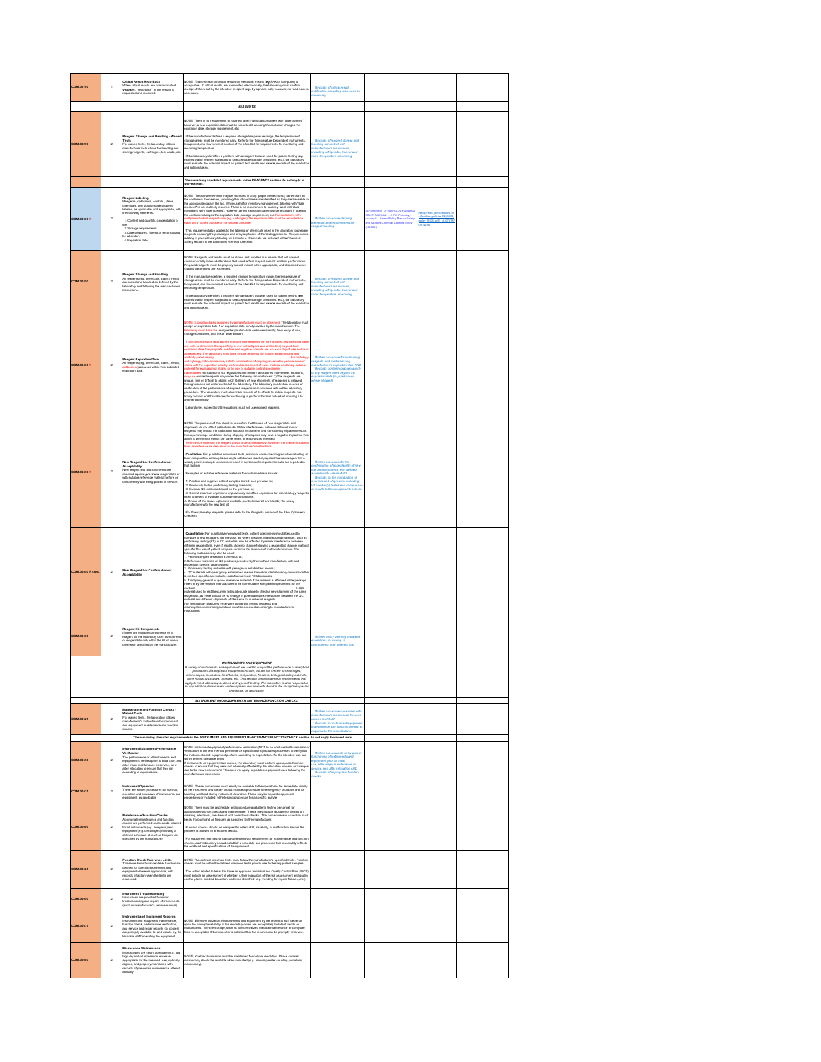| | | | | | | | | |
|---|---|---|---|---|---|---|---|---|
| COM.30100 | 1 | **Critical Result Read-Back**<br>When critical results are communicated verbally, "read-back" of the results is requested and recorded. | NOTE: Transmission of critical results by electronic means (eg, FAX or computer) is acceptable. If critical results are transmitted electronically, the laboratory must confirm receipt of the result by the intended recipient (eg, by a phone call); however, no read-back is necessary. | * Records of critical result notification, including read-back as necessary | | | | |
| | | | **REAGENTS** | | | | | |
| COM.30250 | 2 | **Reagent Storage and Handling - Waived Tests**<br>For waived tests, the laboratory follows manufacturer instructions for handling and storing reagents, cartridges, test cards, etc. | NOTE: There is no requirement to routinely label individual containers with "date opened"; however, a new expiration date must be recorded if opening the container changes the expiration date, storage requirement, etc.<br><br>If the manufacturer defines a required storage temperature range, the temperature of storage areas must be monitored daily. Refer to the Temperature-Dependent Instruments, Equipment, and Environment section of the checklist for requirements for monitoring and recording temperature.<br><br>If the laboratory identifies a problem with a reagent that was used for patient testing (eg, expired vial or reagent subjected to unacceptable storage conditions, etc.), the laboratory must evaluate the potential impact on patient test results and **retain** records of the evaluation and actions taken. | * Records of reagent storage and handling consistent with manufacturer's instructions, including refrigerator, freezer and room temperature monitoring | | | | |
| | | | *The remaining checklist requirements in the REAGENTS section do not apply to waived tests.* | | | | | |
| COM.30300 R | 2 | **Reagent Labeling**<br>Reagents, calibrators, controls, stains, chemicals, and solutions are properly labeled, as applicable and appropriate, with the following elements.<br><br>1. Content and quantity, concentration or titer<br>2. Storage requirements<br>3. Date prepared, filtered or reconstituted by laboratory<br>4. Expiration date | NOTE: The above elements may be recorded in a log (paper or electronic), rather than on the containers themselves, providing that all containers are identified so they are traceable to the appropriate data in the log. While useful for inventory management, labeling with "date received" is not routinely required. There is no requirement to routinely label individual containers with "date opened"; however, a new expiration date must be recorded if opening the container changes the expiration date, storage requirement, etc. For containers with multiple individual reagent units (eg, cartridges), the expiration date must be recorded on each unit if stored outside of the original container.<br><br>This requirement also applies to the labeling of chemicals used in the laboratory to prepare reagents or during the preanalytic and analytic phases of the testing process. Requirements relating to precautionary labeling for hazardous chemicals are included in the Chemical Safety section of the Laboratory General Checklist. | * Written procedure defining elements and requirements for reagent labeling | DEPARTMENT OF PATHOLOGY GENERAL POLICY MANUAL >>>P01: Pathology volume I - General Policy Manual Safety and Facilities Chemical Labeling Policy (LB1001) | https:// | | |
| COM.30350 | 2 | **Reagent Storage and Handling**<br>All reagents (eg, chemicals, stains) media are stored and handled as defined by the laboratory and following the manufacturer's instructions. | NOTE: Reagents and media must be stored and handled in a manner that will prevent environmentally-induced alterations that could affect reagent stability and test performance. Prepared reagents must be properly stored, mixed, when appropriate, and discarded when stability parameters are exceeded.<br><br>If the manufacturer defines a required storage temperature range, the temperature of storage areas must be monitored daily. Refer to the Temperature-Dependent Instruments, Equipment, and Environment section of the checklist for requirements for monitoring and recording temperature.<br><br>If the laboratory identifies a problem with a reagent that was used for patient testing (eg, expired vial or reagent subjected to unacceptable storage conditions, etc.), the laboratory must evaluate the potential impact on patient test results and **retain** records of the evaluation and actions taken. | * Records of reagent storage and handling consistent with manufacturer's instructions, including refrigerator, freezer and room temperature monitoring | | | | |
| COM.30400 R | 2 | **Reagent Expiration Date**<br>All reagents (eg, chemicals, stains, media, antibodies) are used within their indicated expiration date. | NOTE: Expiration dates assigned by a manufacturer must be observed. The laboratory must assign an expiration date if an expiration date is not provided by the manufacturer. The laboratory must base the assigned expiration date on known stability, frequency of use, storage conditions, and risk of deterioration.<br><br>Transfusion service laboratories may use rare reagents (ie, rare antisera and selected panel red cells to determine the specificity of red cell antigens and antibodies) beyond their expiration date if appropriate positive and negative controls are run on each day of use and react as expected. The laboratory must have records of rare reagents for routine antigen typing and antibody panel testing. For histology and cytology, laboratories may satisfy confirmation of ongoing acceptable performance of stains until the expiration date by technical assessment of case material containing suitable material for evaluation of stains, or by use of suitable control specimens.<br><br>Laboratories not subject to US regulations and military laboratories in overseas locations, may use expired reagents only under the following circumstances: 1) The reagents are unique, rare or difficult to obtain; or 2) Delivery of new shipments of reagents is delayed through causes not under control of the laboratory. The laboratory must retain records of verification of the performance of expired reagents in accordance with written laboratory procedure. The laboratory must also retain records of its efforts to obtain reagents in a timely manner and the rationale for continuing to perform the test instead of referring it to another laboratory.<br><br>Laboratories subject to US regulations must not use expired reagents. | * Written procedure for evaluating reagents and media lacking manufacturer's expiration date AND<br>* Records confirming acceptability of any reagent used beyond its expiration date (in jurisdictions where allowed) | | | | |
| COM.30450 R | 2 | **New Reagent Lot Confirmation of Acceptability**<br>New reagent lots and shipments are checked against **previous** reagent lots or with suitable reference material before or concurrently with being placed in service. | NOTE: The purpose of this check is to confirm that the use of new reagent lots and shipments do not affect patient results. Matrix interferences between different lots of reagents may impact the calibration status of instruments and consistency of patient results. Improper storage conditions during shipping of reagents may have a negative impact on their ability to perform or exhibit the same levels of reactivity as intended. The minimum extent of the reagent check is described below; however, the check must be at least as extensive as described in the manufacturer's instructions.<br><br>**Qualitative**: For qualitative nonwaived tests, minimum cross-checking includes retesting at least one positive and negative sample with known reactivity against the new reagent lot. A weakly positive sample is recommended in systems where patient results are reported in that fashion.<br><br>Examples of suitable reference materials for qualitative tests include:<br><br>1. Positive and negative patient samples tested on a previous lot<br>2. Previously tested proficiency testing materials<br>3. External QC materials tested on the previous lot<br>4. Control strains of organisms or previously identified organisms for microbiology reagents used to detect or evaluate cultured microorganisms<br>5. If none of the above options is available, control material provided by the assay manufacturer with the new test kit.<br><br>For flow cytometry reagents, please refer to the Reagents section of the Flow Cytometry Checklist. | * Written procedure for the confirmation of acceptability of new lots and shipments, with defined acceptability criteria AND<br>* Records for the introduction of new lots and shipments, including lot comparison studies and comparison of results to the acceptability criteria | | | | |
| COM.30450 R cont. | 2 | **New Reagent Lot Confirmation of Acceptability** | **Quantitative**: For quantitative nonwaived tests, patient specimens should be used to compare a new lot against the previous lot, when possible. Manufactured materials, such as proficiency testing (PT) or QC materials may be affected by matrix interference between different reagent lots, even if results show no change following a reagent lot change. Method specific. The use of patient samples confirms the absence of matrix interference. The following materials may also be used:<br>1. Patient samples tested on a previous lot<br>2. Reference materials or QC products provided by the method manufacturer with lot reagent lot specific target values<br>3. Proficiency testing materials with peer group established means<br>4. QC materials with peer group established means based on interlaboratory comparisons that is method specific and includes data from at least 10 laboratories<br>5. Third party general purpose reference materials if the material is affirmed in the package insert or by the method manufacturer to be commutable with patient specimens for the method<br>6. QC material used to test the current lot is adequate alone to check a new shipment of the same reagent lot, as there should be no change in potential matrix interactions between the QC material and different shipments of the same lot number of reagents.<br>For hematology analyzers, reservoirs containing testing reagents and cleaning/decontaminating solutions must be checked according to manufacturer's instructions. | | | | | |
| COM.30500 | 2 | **Reagent Kit Components**<br>If there are multiple components of a reagent kit, the laboratory uses components of reagent kits only within the kit lot unless otherwise specified by the manufacturer. | | * Written policy defining allowable exceptions for mixing kit components from different lots | | | | |
| | | | **INSTRUMENTS AND EQUIPMENT**<br>*A variety of instruments and equipment are used to support the performance of analytical procedures. Examples of equipment include, but are not limited to centrifuges, microscopes, incubators, heat blocks, refrigerators, freezers, biological safety cabinets, fume hoods, glassware, pipettes, etc. This section contains general requirements that apply to most laboratory sections and types of testing. The laboratory is also responsible for any additional instrument and equipment requirements found in the discipline-specific checklists, as applicable.* | | | | | |
| | | | ***INSTRUMENT AND EQUIPMENT MAINTENANCE/FUNCTION CHECKS*** | | | | | |
| COM.30525 | 2 | **Maintenance and Function Checks - Waived Tests**<br>For waived tests, the laboratory follows manufacturer's instructions for instrument and equipment maintenance and function checks. | | * Written procedure consistent with manufacturer's instructions for each waived test AND<br>* Records for instrument/equipment maintenance and function checks as required by the manufacturer | | | | |
| | | | **The remaining checklist requirements in the INSTRUMENT AND EQUIPMENT MAINTENANCE/FUNCTION CHECK section do not apply to waived tests.** | | | | | |
| COM.30550 | 2 | **Instrument/Equipment Performance Verification**<br>The performance of all instruments and equipment is verified prior to initial use, and after major maintenance or service, and after relocation to ensure that they run according to expectations. | NOTE: Instrument/equipment performance verification (NOT to be confused with validation or verification of the test method performance specifications) includes processes to verify that the instruments and equipment perform according to expectations for the intended use and within defined tolerance limits.<br>If instruments or equipment are moved, the laboratory must perform appropriate function checks to ensure that they were not adversely affected by the relocation process or changes due to the new environment. This does not apply to portable equipment used following the manufacturer's instructions. | * Written procedure to verify proper functioning of instruments and equipment prior to initial use, after major maintenance or service, and after relocation AND<br>* Records of appropriate function checks | | | | |
| COM.30575 | 2 | **Instrument Operation**<br>There are written procedures for start-up, operation and shutdown of instruments and equipment, as applicable. | NOTE: These procedures must readily be available to the operator in the immediate vicinity of the instrument, and ideally should include a procedure for emergency shutdown and for handling workload during instrument downtime. These may be separate approved procedures or included in the testing procedure for a specific analyte. | | | | | |
| COM.30600 | 2 | **Maintenance/Function Checks**<br>Appropriate maintenance and function checks are performed and records retained for all instruments (eg, analyzers) and equipment (eg, centrifuges) following a defined schedule, at least as frequent as specified by the manufacturer. | NOTE: There must be a schedule and procedure available to testing personnel for appropriate function checks and maintenance. These may include (but are not limited to) cleaning, electronic, mechanical and operational checks. The procedure and schedule must be as thorough and as frequent as specified by the manufacturer.<br><br>Function checks should be designed to detect drift, instability, or malfunction, before the problem is allowed to affect test results.<br><br>For equipment that has no standard frequency or requirement for maintenance and function checks, each laboratory should establish a schedule and procedure that reasonably reflects the workload and specifications of its equipment. | | | | | |
| COM.30625 | 2 | **Function Check Tolerance Limits**<br>Tolerance limits for acceptable function are defined for specific instruments and equipment wherever appropriate, with records of action when the limits are exceeded. | NOTE: The defined tolerance limits must follow the manufacturer's specified limits. Function checks must be within the defined tolerance limits prior to use for testing patient samples.<br><br>The action related to tests that have an approved Individualized Quality Control Plan (IQCP) must include an assessment of whether further evaluation of the risk assessment and quality control plan is needed based on problems identified (e.g. trending for repeat failures, etc.). | | | | | |
| COM.30650 | 2 | **Instrument Troubleshooting**<br>Instructions are provided for minor troubleshooting and repairs of instruments (such as manufacturer's service manual). | | | | | | |
| COM.30675 | 2 | **Instrument and Equipment Records**<br>Instrument and equipment maintenance, function check, performance verification, and service and repair records (or copies) are promptly available to, and usable by, the technical staff operating the equipment. | NOTE: Effective utilization of instruments and equipment by the technical staff depends upon the prompt availability of the records (copies are acceptable) to detect trends or malfunctions. Off-site storage, such as with centralized medical maintenance or computer files, is acceptable if the inspector is satisfied that the records can be promptly retrieved. | | | | | |
| COM.30680 | 2 | **Microscope Maintenance**<br>Microscopes are clean, adequate (e.g. low, high dry and oil immersion lenses as appropriate for the intended use), optically aligned, and properly maintained with records of preventive maintenance at least annually. | NOTE: Koehler illumination must be maintained for optimal resolution. Phase contrast microscopy should be available when indicated (e.g. manual platelet counting, urinalysis microscopy). | | | | | |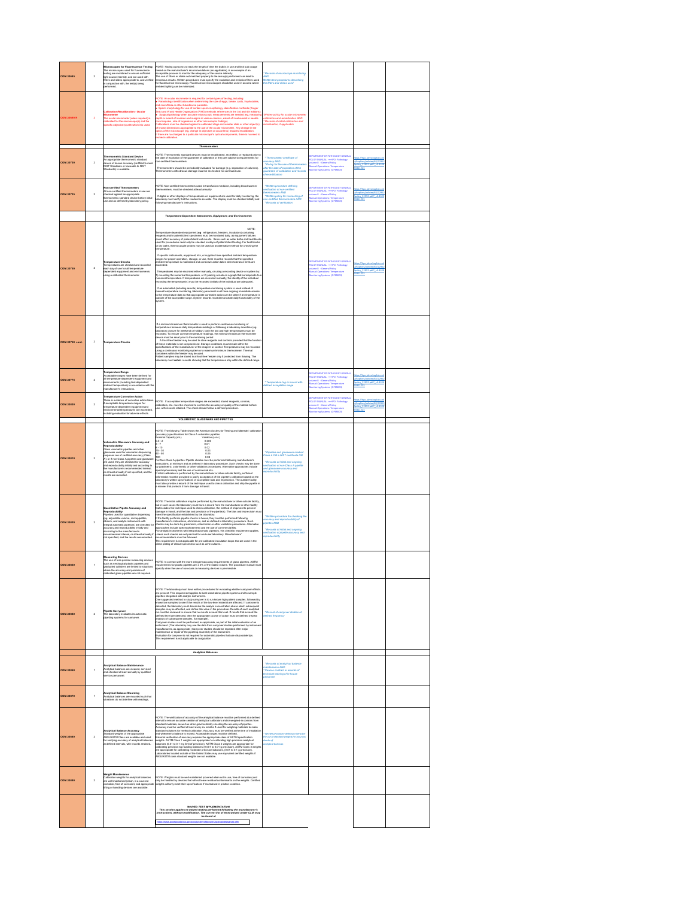| | | | | | | | |
|---|---|---|---|---|---|---|---|
| COM.30680 | 2 | **Microscopes for Fluorescence Testing**<br>The microscopes used for fluorescence testing are monitored to ensure sufficient light source intensity, and are used with filters and slides appropriate to, and verified in conjunction with, the test(s) being performed. | NOTE: Having a process to track the length of time the bulb is in use and limit bulb usage based on the manufacturer's recommendations (as applicable) is an example of an acceptable process to monitor the adequacy of the source intensity.<br>The use of filters or slides not matched properly to the assay(s) performed can lead to erroneous results. Written procedures must specify the excitation and emission filters used for fluorescence microscopy. Fluorescence microscopes should be used in an area where ambient lighting can be minimized. | * Records of microscope monitoring AND<br>* Written test procedures describing the filters and slides used | | | |
| COM.30685 N | 2 | **Calibration/Recalibration - Ocular Micrometer**<br>The ocular micrometer (when required) is calibrated for the microscope(s) and the specific objective(s) with which it is used. | NOTE: An ocular micrometer is required for certain types of testing, including:<br>• Parasitology identification when determining the size of eggs, larvae, cysts, trophozoites and microfilaria or other blood/tissue parasites<br>• Sperm morphology for use of certain sperm morphology classification methods (Kruger Strict and World Health Organization (WHO) methods referenced in the 3rd and 4th editions)<br>• Surgical pathology when accurate microscopic measurements are needed (eg, measuring depth or extent of invasion and margins in various cancers, extent of involvement in needle core biopsies, size of organisms or other microscopic findings)<br>Calibrations must be checked against a calibrated stage micrometer slide or other object(s) of known dimensions appropriate to the use of the ocular micrometer. Any change in the optics of the microscope (eg, change in objective or oculars) requires recalibration. If there are no changes to a particular microscope's optical components, there is no need to recheck calibration. | *Written policy for ocular micrometer calibration and recalibration AND<br>* Records of initial calibration and recalibration, if applicable | | | |
| | | | ***Thermometers*** | | | | |
| COM.30700 | 2 | **Thermometric Standard Device**<br>An appropriate thermometric standard device of known accuracy (certified to meet NIST Standards or traceable to NIST Standards) is available. | NOTE: Thermometric standard devices must be recalibrated, recertified, or replaced prior to the date of expiration of the guarantee of calibration or they are subject to requirements for non-certified thermometers.<br><br>Thermometers should be periodically evaluated for damage (eg, separation of columns). Thermometers with obvious damage must be rechecked for continued use. | * Thermometer certificate of accuracy AND<br>* Policy for the use of thermometers after the date of expiration of the guarantee of calibration and records of recertification | DEPARTMENT OF PATHOLOGY GENERAL POLICY MANUAL ->>PO: Pathology volume I - General Policy Manual-Operations: Temperature Monitoring Systems (OPER69) | https://fspo.johnshopkins.edu/fspo/jhpolicies/pathology/06/12951/policy_12951.pdf?_=0.4326955112200 | |
| COM.30725 | 2 | **Non-certified Thermometers**<br>All non-certified thermometers in use are checked against an appropriate thermometric standard device before initial use and as defined by laboratory policy. | NOTE: Non-certified thermometers used in transfusion medicine, including blood warmer thermometers, must be checked at least annually.<br><br>If digital or other displays of temperatures on equipment are used for daily monitoring, the laboratory must verify that the readout is accurate. The display must be checked initially and following manufacturer's instructions. | * Written procedure defining verification of non-certified thermometers AND<br>* Written policy for rechecking of non-certified thermometers AND<br>* Records of verification | DEPARTMENT OF PATHOLOGY GENERAL POLICY MANUAL ->>PO: Pathology volume I - General Policy Manual-Operations: Temperature Monitoring Systems (OPER69) | https://fspo.johnshopkins.edu/fspo/jhpolicies/pathology/06/12951/policy_12951.pdf?_=0.4326955112200 | |
| | | | ***Temperature-Dependent Instruments, Equipment, and Environments*** | | | | |
| COM.30750 | 2 | **Temperature Checks**<br>Temperatures are checked and recorded each day of use for all temperature-dependent equipment and environments using a calibrated thermometer. | NOTE: Temperature-dependent equipment (eg, refrigerators, freezers, incubators) containing reagents and/or patient/client specimens must be monitored daily, as equipment failures could affect accuracy of patient/client test results. Items such as water baths and heat blocks used for procedures need only be checked on days of patient/client testing. For heat blocks or dry baths, thermocouple probes may be used as an alternative method for checking the temperature.<br><br>If specific instruments, equipment, kits, or supplies have specified ambient temperature ranges for proper operation, storage, or use, there must be records that the specified ambient temperature is maintained and corrective action taken when tolerance limits are exceeded.<br><br>Temperatures may be recorded either manually, or using a recording device or system by: 1) recording the numerical temperature, or 2) placing a mark on a graph that corresponds to a numerical temperature. If temperatures are recorded manually, the identity of the individual recording the temperature(s) must be recorded (initials of the individual are adequate).<br><br>If an automated (including remote) temperature monitoring system is used instead of manual temperature monitoring, laboratory personnel must have ongoing immediate access to the temperature data so that appropriate corrective action can be taken if a temperature is outside of the acceptable range. System records must demonstrate daily functionality of the system. | | DEPARTMENT OF PATHOLOGY GENERAL POLICY MANUAL ->>PO: Pathology volume I - General Policy Manual-Operations: Temperature Monitoring Systems (OPER69) | https://fspo.johnshopkins.edu/fspo/jhpolicies/pathology/06/12951/policy_12951.pdf?_=0.4326955112200 | |
| COM.30750 cont. | 2 | **Temperature Checks** | If a minimum/maximum thermometer is used to perform continuous monitoring of temperatures between daily temperature readings or following a laboratory downtime (eg, laboratory closure for weekend or holiday), both the low and high temperatures must be recorded. To ensure correct temperature readings, the minimum/maximum thermometer device must be reset prior to the monitoring period.<br>A frost-free freezer may be used to store reagents and controls provided that the function of these materials is not compromised. Storage conditions must remain within the specifications of the manufacturer of the reagent or control. Temperatures may be recorded using a continuous monitoring system or a maximum/minimum thermometer. Thermal containers within the freezer may be used.<br>Patient samples may be stored in a frost-free freezer only if protected from thawing. The laboratory must **retain** records showing that the temperatures stay within the defined range. | | | | |
| COM.30775 | 2 | **Temperature Range**<br>Acceptable ranges have been defined for all temperature-dependent equipment and environments (including test dependent ambient temperature) in accordance with the manufacturer's instructions. | | * Temperature log or record with defined acceptable range | DEPARTMENT OF PATHOLOGY GENERAL POLICY MANUAL ->>PO: Pathology volume I - General Policy Manual-Operations: Temperature Monitoring Systems (OPER69) | https://fspo.johnshopkins.edu/fspo/jhpolicies/pathology/06/12951/policy_12951.pdf?_=0.4326955112200 | |
| COM.30800 | 2 | **Temperature Corrective Action**<br>There is evidence of corrective action taken if acceptable temperature ranges for temperature-dependent equipment and environmental temperatures are exceeded, including evaluation for adverse effects. | NOTE: If acceptable temperature ranges are exceeded, stored reagents, controls, calibrators, etc. must be checked to confirm the accuracy or quality of the material before use, with records retained. The check should follow a defined procedure. | | DEPARTMENT OF PATHOLOGY GENERAL POLICY MANUAL ->>PO: Pathology volume I - General Policy Manual-Operations: Temperature Monitoring Systems (OPER69) | https://fspo.johnshopkins.edu/fspo/jhpolicies/pathology/06/12951/policy_12951.pdf?_=0.4326955112200 | |
| | | | **VOLUMETRIC GLASSWARE AND PIPETTES** | | | | |
| COM.30810 | 2 | **Volumetric Glassware Accuracy and Reproducibility**<br>Glass volumetric pipettes and other glassware used for volumetric dispensing purposes are of certified accuracy (Class A), or if non-Class A pipettes and glassware are used, they are checked for accuracy and reproducibility initially and according to the manufacturer's recommended interval, or at least annually if not specified, and the results are recorded. | NOTE: The following Table shows the American Society for Testing and Materials' calibration (accuracy) specifications for Class A volumetric pipettes<br>Nominal Capacity (mL) — tolerance (± mL)<br>0.5 - 2 — 0.006<br>3 - 7 — 0.01<br>8 - 10 — 0.02<br>15 - 30 — 0.03<br>40 - 50 — 0.05<br>100 — 0.08<br>For Non-Class A pipettes: Pipette checks must be performed following manufacturer's instructions, at minimum and as defined in laboratory procedure. Such checks may be done by gravimetric, colorimetric or other validation procedures. Alternative approaches include spectrophotometry and the use of commercial kits.<br>If initial calibration is performed by the manufacturer or other outside facility, sufficient information must be provided to justify acceptance of the pipette's calibration based on the laboratory's written specifications of acceptable bias and imprecision. The outside facility must also provide a record of the technique used to check calibration and ship the pipette in a manner that protects it from damage in transit. | * Pipettes and glassware marked Class A OR a NIST certificate OR<br>* Records of initial and ongoing verification of non-Class A pipette and glassware accuracy and reproducibility | | | |
| COM.30820 | 2 | **Quantitative Pipette Accuracy and Reproducibility**<br>Pipettes used for quantitative dispensing (eg, adjustable volume, micropipettes, diluters, and analytic instruments with integral automatic pipettors) are checked for accuracy and reproducibility initially and according to the manufacturer's recommended interval, or at least annually if not specified, and the results are recorded. | NOTE: The initial calibration may be performed by the manufacturer or other outside facility, but in such cases the laboratory must have a record from the manufacturer or other facility that includes the technique used to check calibration, the method of shipment to prevent damage in transit, and the bias and precision of the pipette(s). The bias and imprecision must meet the specifications established by the laboratory.<br>If the facility performs pipette checks in house, they must be performed following manufacturer's instructions, at minimum, and as defined in laboratory procedure. Such checks may be done by gravimetric, colorimetric or other validation procedures. Alternative approaches include spectrophotometry and the use of commercial kits.<br>For analytic instruments with integral automatic pipettors, this checklist requirement applies, unless such checks are not practical for end-user laboratory. Manufacturers' recommendations must be followed.<br>This requirement is not applicable for pre-calibrated inoculation loops that are used in the direct plating of clinical specimens such as urine cultures. | * Written procedure for checking the accuracy and reproducibility of pipettes AND<br>* Records of initial and ongoing verification of pipette accuracy and reproducibility | | | |
| COM.30830 | 1 | **Measuring Devices**<br>The use of less precise measuring devices such as serological plastic pipettes and graduated cylinders are limited to situations where the accuracy and precision of calibrated glass pipettes are not required. | NOTE: In contrast with the more stringent accuracy requirements of glass pipettes, ASTM requirements for plastic pipettes are ± 3% of the stated volume. The procedure manual must specify when the use of non-class A measuring devices is permissible. | | | | |
| COM.30840 | 2 | **Pipette Carryover**<br>The laboratory evaluates its automatic pipetting systems for carryover. | NOTE: The laboratory must have written procedures for evaluating whether carryover effects are present. This requirement applies to both stand-alone pipette systems and to sample pipettes integrated with analytic instruments.<br>One suggested method to study carryover is to run known high patient samples, followed by known low samples to see if the results of the low-level material are affected. If carryover is detected, the laboratory must determine the analyte concentration above which subsequent samples may be affected, and define this value in the procedure. Results of each analytical run must be reviewed to ensure that no results exceed this level. If results that exceed the defined level are detected, then the appropriate course of action must be defined (eg, reanalysis of subsequent samples, for example).<br>Carryover studies must be performed, as applicable, as part of the initial evaluation of an instrument. (The laboratory may use the data from carryover studies performed by instrument manufacturers, as appropriate.) Carryover studies should be repeated after major maintenance or repair of the pipetting assembly of the instrument.<br>Evaluation for carryover is not required for automatic pipettes that use disposable tips.<br>This requirement is not applicable to coagulation. | * Record of carryover studies at defined frequency | | | |
| | | | **Analytical Balances** | | | | |
| COM.30860 | 1 | **Analytical Balance Maintenance**<br>Analytical balances are cleaned, serviced and checked at least annually by qualified service personnel. | | * Records of analytical balance maintenance AND<br>* Service contract or records of technical training of in-house personnel | | | |
| COM.30870 | 1 | **Analytical Balance Mounting**<br>Analytical balances are mounted such that vibrations do not interfere with readings. | | | | | |
| COM.30880 | 2 | **Analytical Balance Accuracy**<br>Standard weights of the appropriate ANSI/ASTM Class are available and used for verifying accuracy of analytical balances at defined intervals, with records retained. | NOTE: The verification of accuracy of the analytical balance must be performed at a defined interval to ensure accurate creation of analytical calibrators and/or weighed-in controls from standard materials, as well as when gravimetrically checking the accuracy of pipettes. Accuracy must be verified at least every six months if used for weighing materials to make standard solutions for method calibration. Accuracy must be verified at the time of installation and whenever a balance is moved. Acceptable ranges must be defined.<br>External verification of accuracy requires the appropriate class of ASTM specification weights. ASTM Class 1 weights are appropriate for calibrating high precision analytical balances (0.01 to 0.1 mg limit of precision). ASTM Class 2 weights are appropriate for calibrating precision top-loading balances (0.001 to 0.01 g precision). ASTM Class 3 weights are appropriate for calibrating moderate precision balances (0.01 to 0.1 g precision). Laboratories located outside of the United States may use equivalent certified weights if ANSI/ASTM class standard weights are not available. | * Written procedure defining criteria for the use of standard weights for accuracy checks of analytical balances | | | |
| COM.30890 | 2 | **Weight Maintenance**<br>Calibration weights for analytical balances are well-maintained (clean, in a covered container, free of corrosion) and appropriate lifting or handling devices are available. | NOTE: Weights must be well-maintained (covered when not in use, free of corrosion) and only be handled by devices that will not leave residual contaminants on the weights. Certified weights will only meet their specifications if maintained in pristine condition. | | | | |
| | | | ***WAIVED TEST IMPLEMENTATION***<br>***This section applies to waived testing performed following the manufacturer's instructions, without modification. The current list of tests waived under CLIA may be found at***<br>https://www.accessdata.fda.gov/scripts/cdrh/cfdocs/cfClia/analyteswaived.cfm | | | | |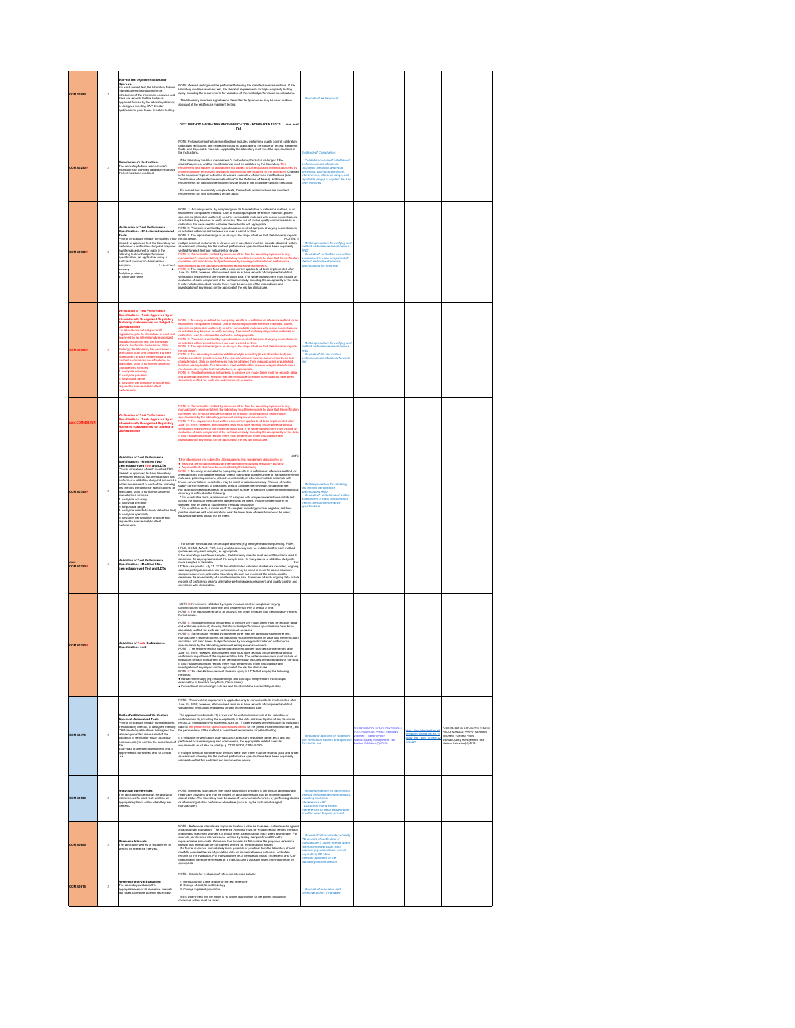| | | | | | | | | |
|---|---|---|---|---|---|---|---|---|
| COM.30960 | 2 | **Waived Test Implementation and Approval**<br>For each waived test, the laboratory follows manufacturer's instructions for the introduction of the instrument or device and there are records that the test(s) is approved for use by the laboratory director, or designee meeting CAP director qualifications, prior to use in patient testing. | NOTE: Waived testing must be performed following the manufacturer's instructions. If the laboratory modifies a waived test, the checklist requirements for high complexity testing apply, including the requirements for validation of the method performance specifications.<br><br>The laboratory director's signature on the written test procedure may be used to show approval of the test for use in patient testing. | * Records of test approval | | | | |
| | | | **TEST METHOD VALIDATION AND VERIFICATION - NONWAIVED TESTS see next Tab** | | | | | |
| COM.40250 | 2 | **Manufacturer's Instructions**<br>The laboratory follows manufacturer's instructions or provides validation records if the test has been modified. | NOTE: Following manufacturer's instructions includes performing quality control, calibration, calibration verification, and related functions as applicable to the scope of testing. Reagents, fluids, and disposable materials supplied by the manufacturer must meet the specifications in the instructions.<br><br>If the laboratory modifies manufacturer's instructions, the test is no longer FDA-cleared/approved, and the modification(s) must be validated by the laboratory. This requirement also applies to laboratories not subject to US regulations for tests approved by an internationally recognized regulatory authority that are modified by the laboratory. Changes in the specimen type or collection device are examples of common modifications (see "modification of manufacturer's instructions" in the Definition of Terms). Additional requirements for validation/verification may be found in the discipline-specific checklists.<br><br>For waived and moderately complex tests, if manufacturer instructions are modified, requirements for high complexity testing apply. | Evidence of Compliance:<br>* Validation records of established performance specifications (accuracy, precision, analytical sensitivity, analytical specificity, interferences, reference range, and reportable range) if any test that has been modified | | | | |
| COM.40300 | 2 | **Verification of Test Performance Specifications - FDA-cleared/approved Tests**<br>Prior to clinical use of each unmodified FDA-cleared or approved test, the laboratory has performed a verification study and prepared a written assessment of each of the following test method performance specifications, as applicable, using a sufficient number of characterized samples:<br>1. Analytical accuracy;<br>2. Analytical precision;<br>3. Reportable range | NOTE 1: Accuracy is verified by comparing results to a definitive or reference method, or an established comparative method. Use of matrix-appropriate reference materials, patient specimens (altered or unaltered), or other commutable materials with known concentrations or activities may be used to verify accuracy. The use of routine quality control materials or calibrators that were used to calibrate the method is not appropriate.<br>NOTE 2: Precision is verified by repeat measurement of samples at varying concentrations or activities within-run and between-run over a period of time.<br>NOTE 3: The reportable range of an assay is the range of values that the laboratory reports for that assay.<br>NOTE 4: If multiple identical instruments or devices are in use, there must be records (data and written assessment) showing that the method performance specifications have been separately verified for each test and instrument or device.<br>NOTE 5: If a method is verified by someone other than the laboratory's personnel (eg, manufacturer's representative), the laboratory must have records to show that the verification correlates with its in-house test performance by showing confirmation of performance specifications by the laboratory personnel testing known specimens.<br>NOTE 6: The requirement for a written assessment applies to all tests implemented after June 15, 2009; however, all nonwaived tests must have records of completed analytical verification, regardless of the implementation date. The written assessment must include an evaluation of each component of the verification study, including the acceptability of the data. If data include discordant results, there must be a record of the discordance and investigation of any impact on the approval of the test for clinical use. | * Written procedure for verifying test method performance specifications AND<br>* Records of verification and written assessment of each component of the test method performance specifications for each test | | | | |
| COM.40325 | 2 | **Verification of Test Performance Specifications - Tests Approved by an Internationally Recognized Regulatory Authority - Laboratories not Subject to US Regulations**<br>For laboratories not subject to US regulations, prior to clinical use of each test approved by an internationally recognized regulatory authority (eg, Conformité Européenne (CE) Marking), the laboratory has performed a verification study and prepared a written assessment of each of the following test method performance specifications, as applicable, using a sufficient number of characterized samples:<br>1. Analytical accuracy<br>2. Analytical precision<br>3. Reportable range<br>4. Any other performance characteristic required to ensure analytical test performance | NOTE 1: Accuracy is verified by comparing results to a definitive or reference method, or an established comparative method. Use of matrix-appropriate reference materials, patient specimens (altered or unaltered), or other commutable materials with known concentrations or activities may be used to verify accuracy. The use of routine quality control materials or calibrators used to calibrate the method is not appropriate.<br>NOTE 2: Precision is verified by repeat measurement of samples at varying concentrations or activities within-run and between-run over a period of time.<br>NOTE 3: The reportable range of an assay is the range of values that the laboratory reports for that assay.<br>NOTE 4: The laboratory must also validate analytic sensitivity (lower detection limit) and analytic specificity (interferences) if the test manufacturer has not documented these test characteristics. Data on interferences may be obtained from manufacturers or published literature, as applicable. The laboratory must validate other relevant analytic characteristics not documented by the test manufacturer, as appropriate.<br>NOTE 5: If multiple identical instruments or devices are in use, there must be records (data and written assessment) showing that the method performance specifications have been separately verified for each test and instrument or device. | * Written procedure for verifying test method performance specifications AND<br>* Records of the test method performance specifications for each test | | | | |
| cont COM.40325 | | **Verification of Test Performance Specifications - Tests Approved by an Internationally Recognized Regulatory Authority - Laboratories not Subject to US Regulations** | NOTE 6: If a method is verified by someone other than the laboratory's personnel (eg, manufacturer's representative), the laboratory must have records to show that the verification correlates with in-house test performance by showing confirmation of performance specifications by the laboratory personnel testing known specimens.<br>NOTE 7: The requirement for a written assessment applies to all tests implemented after June 15, 2009; however, all tests must have records of completed analytical verification, regardless of the implementation date. The written assessment must include an evaluation of each component of the verification study, including the acceptability of the data. If data include discordant results, there must be a record of the discordance and investigation of any impact on the approval of the test for clinical use. | | | | | |
| COM.40350 | 2 | **Validation of Test Performance Specifications - Modified FDA-cleared/approved Tests and LDTs**<br>Prior to clinical use of each modified FDA-cleared or approved test and laboratory-developed tests (LDTs), the laboratory has performed a validation study and prepared a written assessment of each of the following test method performance specifications, as applicable, using a sufficient number of characterized samples:<br>1. Analytical accuracy<br>2. Analytical precision<br>3. Reportable range<br>4. Analytical sensitivity (lower detection limit)<br>5. Analytical specificity<br>6. Any other performance characteristic required to ensure analytical test performance | NOTE 1: For laboratories not subject to US regulations, this requirement also applies to:<br>• Tests that are not approved by an internationally recognized regulatory authority<br>• Approved tests that have been modified by the laboratory<br>NOTE 2: Accuracy is validated by comparing results to a definitive or reference method, or an established comparative method. Use of matrix-appropriate number of samples reference materials, patient specimens (altered or unaltered), or other commutable materials with known concentrations or activities may be used to validate accuracy. The use of routine quality control materials or calibrators used to calibrate the method is not appropriate. For laboratory-developed tests, an appropriate number of samples to demonstrate analytical accuracy is defined as the following:<br>* For quantitative tests, a minimum of 20 samples with analyte concentrations distributed across the analytical measurement range should be used. Proportionate mixtures of samples may be used to supplement the study population.<br>* For qualitative tests, a minimum of 20 samples, including positive, negative, and low positive samples with concentrations near the lower level of detection should be used; equivocal samples should not be used. | * Written procedure for validating test method performance specifications AND<br>* Records of validation and written assessment of each component of the test method performance specifications | | | | |
| cont COM.40350 | 2 | **Validation of Test Performance Specifications - Modified FDA-cleared/approved Tests and LDTs** | * For certain methods that test multiple analytes (e.g. next-generation sequencing, FISH, HPLC, GC-MS, MALDI-TOF, etc.), analytic accuracy may be established for each method (not necessarily each analyte), as appropriate.<br>If the laboratory uses fewer samples, the laboratory director must record the criteria used to determine the appropriateness of the sample size. In many cases, a validation study with more samples is desirable. For LDTs in use prior to July 31, 2016, for which limited validation studies are recorded, ongoing data supporting acceptable test performance may be used to meet the above minimum sample requirement, unless the laboratory director has recorded the criteria used to determine the acceptability of a smaller sample size. Examples of such ongoing data include records of proficiency testing, alternative performance assessment, and quality control, and correlation with clinical data. | | | | | |
| COM.40350 | 2 | **Validation of Tests Performance Specifications cont.** | NOTE 3: Precision is validated by repeat measurement of samples at varying concentrations/ activities within-run and between-run over a period of time.<br>NOTE 4: The reportable range of an assay is the range of values that the laboratory reports for that assay.<br>NOTE 5: If multiple identical instruments or devices are in use, there must be records (data and written assessment) showing that the method performance specifications have been separately verified for each test and instrument or device.<br>NOTE 6: If a method is verified by someone other than the laboratory's personnel (eg, manufacturer's representative), the laboratory must have records to show that the verification correlates with its in-house test performance by showing confirmation of performance specifications by the laboratory personnel testing known specimens.<br>NOTE 7: The requirement for a written assessment applies to all tests implemented after June 15, 2009; however, all nonwaived tests must have records of completed analytical verification, regardless of the implementation date. The written assessment must include an evaluation of each component of the verification study, including the acceptability of the data. If data include discordant results, there must be a record of the discordance and investigation of any impact on the approval of the test for clinical use.<br>NOTE 8: This checklist requirement does not apply to LDTs that employ the following methods:<br>• Manual microscopy (eg, histopathologic and cytologic interpretation, microscopic examination of blood or body fluids, Gram stains)<br>• Conventional microbiologic cultures and disc/strip/tube susceptibility studies | | | | | |
| COM.40475 | 2 | **Method Validation and Verification Approval - Nonwaived Tests**<br>Prior to clinical use of each nonwaived test, the laboratory director, or designee meeting CAP director qualifications, has signed the laboratory's written assessment of the validation or verification study (accuracy, precision, etc.) to confirm the acceptance of the study data and written assessment, and to approve each nonwaived test for clinical use. | NOTE: This checklist requirement is applicable only to nonwaived tests implemented after June 15, 2009; however, all nonwaived tests must have records of completed analytical validation or verification, regardless of their implementation date.<br><br>The approval must include: 1) a review of the written assessment of the validation or verification study, including the acceptability of the data and investigation of any discordant results; 2) signed approval statement, such as, "I have reviewed the verification (or validation) data for the performance specifications listed below for the (insert instrument/test name), and the performance of the method is considered acceptable for patient testing."<br><br>If a validation or verification study (accuracy, precision, reportable range, etc.) was not performed or is missing required components, the appropriate, related checklist requirements must also be cited (e.g. COM.40300, COM.40350).<br><br>If multiple identical instruments or devices are in use, there must be records (data and written assessment) showing that the method performance specifications have been separately validated/verified for each test and instrument or device. | * Records of approval of validation and verification studies and approval for clinical use | DEPARTMENT OF PATHOLOGY GENERAL POLICY MANUAL - ***IPO- Pathology volume II - General Policy Manual Quality Management Test Method Validation (Q0015) | https://... | DEPARTMENT OF PATHOLOGY GENERAL POLICY MANUAL - ***IPO- Pathology Volume II - General Policy Manual Quality Management Test Method Validation (Q0015) | |
| COM.40500 | 2 | **Analytical Interferences**<br>The laboratory understands the analytical interferences for each test, and has an appropriate plan of action when they are present. | NOTE: Interfering substances may pose a significant problem to the clinical laboratory and healthcare providers who may be misled by laboratory results that do not reflect patient clinical status. The laboratory must be aware of common interferences by performing studies or referencing studies performed elsewhere (such as by the instrument reagent manufacturer). | * Written procedure for determining method performance characteristics, including analytical interferences AND<br>* Document listing known interferences for each test and plan of action when they are present | | | | |
| COM.40605 | 2 | **Reference Intervals**<br>The laboratory verifies or establishes or confirms its reference intervals. | NOTE: Reference intervals are important to allow a clinician to assess patient results against an appropriate population. The reference intervals must be established or verified for each analyte and specimen source (e.g. blood, urine, cerebrospinal fluid), when appropriate. For example, a reference interval can be verified by testing samples from 20 healthy representative individuals; if no more than two results fall outside the proposed reference interval, that interval can be considered verified for the population studied.<br>If a formal reference interval study is not possible or practical, then the laboratory should carefully evaluate the use of published data for its own reference intervals, and retain records of this evaluation. For many analytes (e.g. therapeutic drugs, cholesterol and CBF total protein), literature references or a manufacturer's package insert information may be appropriate. | * Records of reference interval study OR records of verification of manufacturer's stated interval when reference interval study is not practical (eg, unavailable normal population) OR other methods approved by the laboratory/medical director | | | | |
| COM.40615 | 2 | **Reference Interval Evaluation**<br>The laboratory evaluates the appropriateness of its reference intervals and takes corrective action if necessary. | NOTE: Criteria for evaluation of reference intervals include:<br><br>1. Introduction of a new analyte to the test repertoire<br>2. Change of analytic methodology<br>3. Change in patient population<br><br>If it is determined that the range is no longer appropriate for the patient population, corrective action must be taken. | * Records of evaluation and corrective action, if indicated | | | | |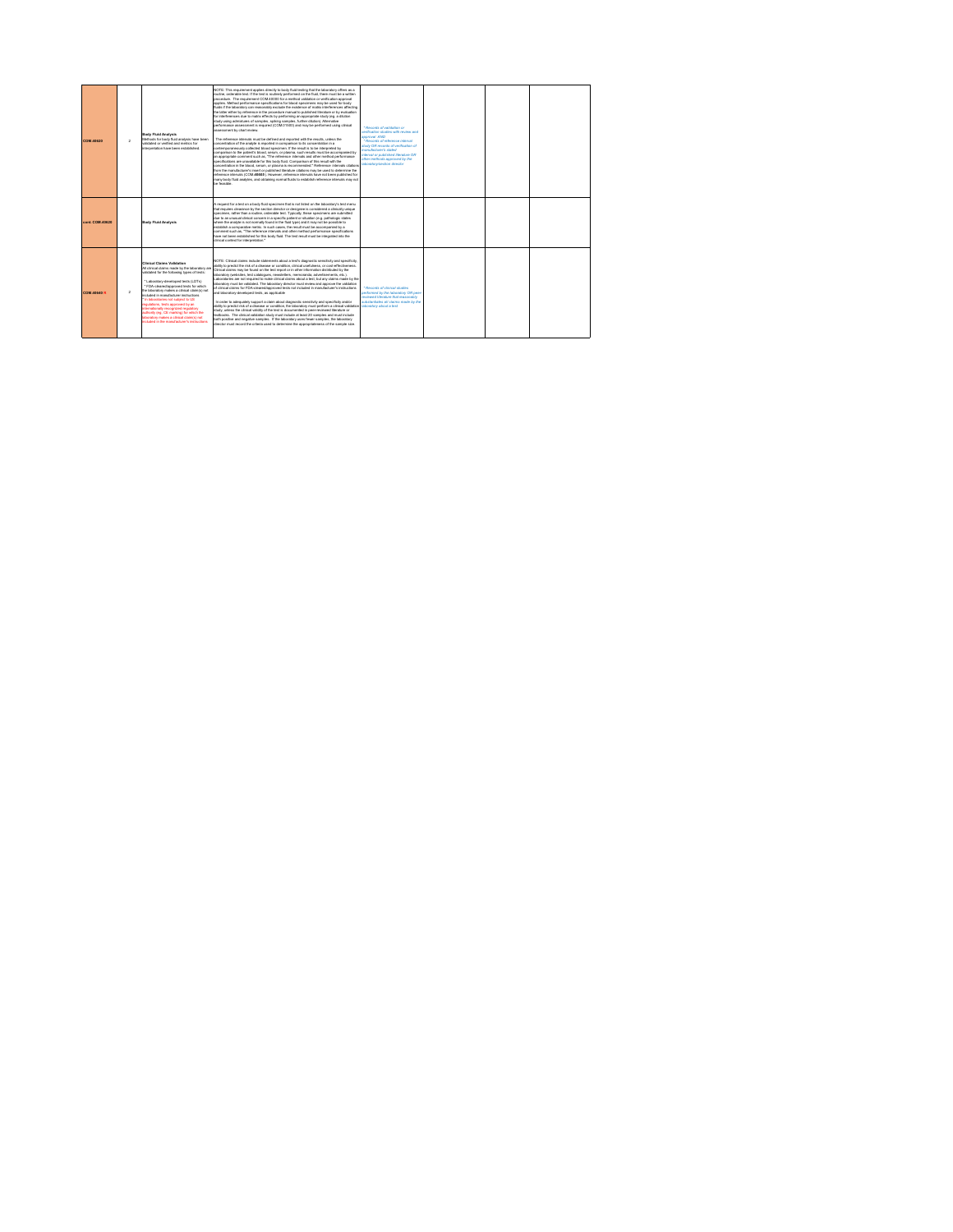| COM.40620 | 2 | **Body Fluid Analysis**<br>Methods for body fluid analysis have been validated or verified and metrics for interpretation have been established. | NOTE: This requirement applies directly to body fluid testing that the laboratory offers as a routine, orderable test. If the test is routinely performed on the fluid, there must be a written procedure. The requirement COM.40300 for a method validation or verification approval applies. Method performance specifications for blood specimens may be used for body fluids if the laboratory can reasonably exclude the existence of matrix interferences affecting the table either by reference in the procedure manual to published literature or by evaluation for interferences due to matrix effects by performing an appropriate study (eg, a dilution study using admixtures of samples, spiking samples, further dilution). Alternative performance assessment is required (COM.01500) and may be performed using clinical assessment by chart review.<br><br>The reference intervals must be defined and reported with the results, unless the concentration of the analyte is reported in comparison to its concentration in a contemporaneously collected blood specimen. If the result is to be interpreted by comparison to the patient's blood, serum, or plasma, such results must be accompanied by an appropriate comment such as, "The reference intervals and other method performance specifications are unavailable for this body fluid. Comparison of this result with the concentration in the blood, serum, or plasma is recommended." Reference intervals citations from the manufacturer's insert or published literature citations may be used to determine the reference intervals (COM.40460). However, reference intervals have not been published for many body fluid analytes, and obtaining normal fluids to establish reference intervals may not be feasible. | * Records of validation or verification studies with review and approval, AND<br>* Records of reference interval study OR records of verification of manufacturer's stated interval or published literature OR other methods approved by the laboratory/section director | | | |
|---|---|---|---|---|---|---|---|
| cont. COM.40620 | | **Body Fluid Analysis** | A request for a test on a body fluid specimen that is not listed on the laboratory's test menu that requires clearance by the section director or designee is considered a clinically unique specimen, rather than a routine, orderable test. Typically, these specimens are submitted due to an unusual clinical concern in a specific patient or situation (e.g. pathologic states where the analyte is not normally found in the fluid type) and it may not be possible to establish a comparative metric. In such cases, the result must be accompanied by a comment such as, "The reference intervals and other method performance specifications have not been established for this body fluid. The test result must be integrated into the clinical context for interpretation." | | | | |
| COM.40640 R | 2 | **Clinical Claims Validation**<br>All clinical claims made by the laboratory are validated for the following types of tests:<br><br>* Laboratory-developed tests (LDTs)<br>* FDA-cleared/approved tests for which the laboratory makes a clinical claim(s) not included in manufacturer instructions<br>* In laboratories not subject to US regulations, tests approved by an internationally recognized regulatory authority (eg, CE marking) for which the laboratory makes a clinical claim(s) not included in the manufacturer's instructions | NOTE: Clinical claims include statements about a test's diagnostic sensitivity and specificity, ability to predict the risk of a disease or condition, clinical usefulness, or cost effectiveness. Clinical claims may be found on the test report or in other information distributed by the laboratory (websites, test catalogues, newsletters, memoranda, advertisements, etc.). Laboratories are not required to make clinical claims about a test, but any claims made by the laboratory must be validated. The laboratory director must review and approve the validation of clinical claims for FDA-cleared/approved tests not included in manufacturer's instructions and laboratory-developed tests, as applicable.<br><br>In order to adequately support a claim about diagnostic sensitivity and specificity and/or ability to predict risk of a disease or condition, the laboratory must perform a clinical validation study, unless the clinical validity of the test is documented in peer-reviewed literature or textbooks. The clinical validation study must include at least 20 samples and must include both positive and negative samples. If the laboratory uses fewer samples, the laboratory director must record the criteria used to determine the appropriateness of the sample size. | * Records of clinical studies performed by the laboratory OR peer-reviewed literature that reasonably substantiates all claims made by the laboratory about a test | | | |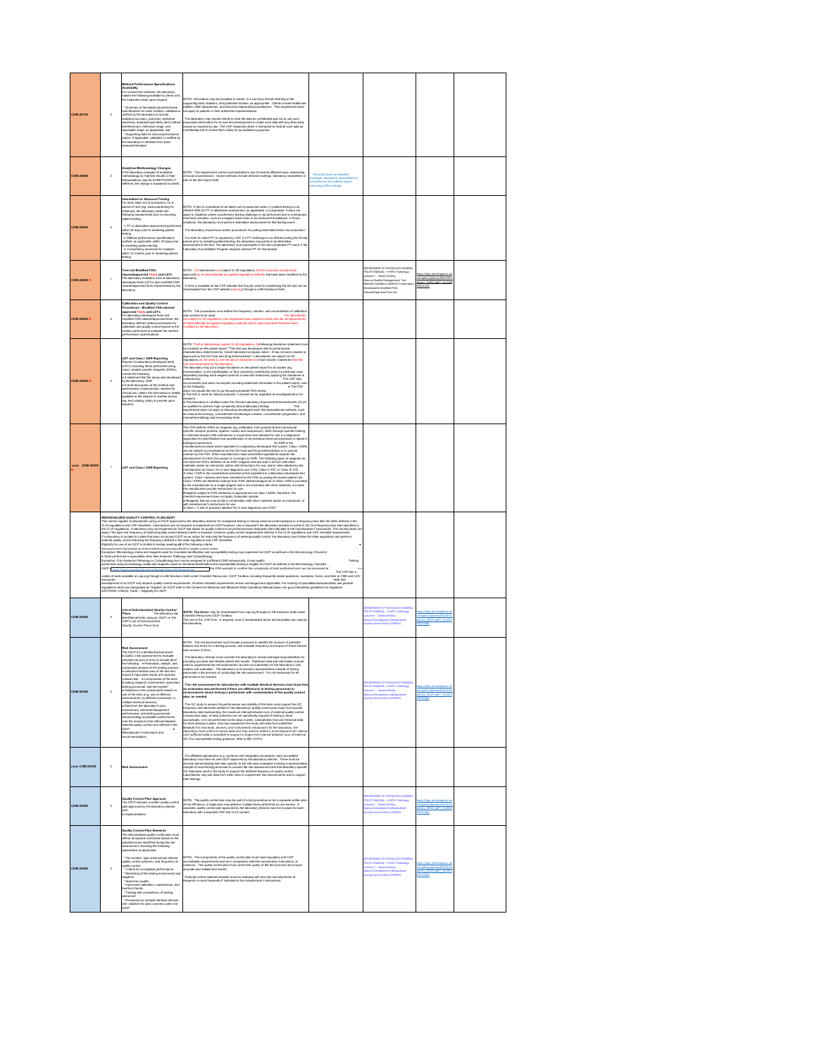| Requirement | | Requirement Text | Note | | Policy | Link | |
|---|---|---|---|---|---|---|---|
| COM.40700 | 2 | **Method Performance Specifications Availability** For current test methods, the laboratory makes the following available to clients and the inspection team upon request: * Summary of the analytical performance specifications for each method, validated or verified by the laboratory to include analytical accuracy, precision, analytical sensitivity, analytical specificity (test method interferences), reference range, and reportable range, as applicable; and * Supporting data for clinical performance claims, if applicable, validated or verified by the laboratory or obtained from peer-reviewed literature. | NOTE: Information may be provided to clients, in a summary format referring to the supporting data, statistics, and published studies, as appropriate. Clients include healthcare entities, other laboratories, and licensed independent practitioners. This requirement does not apply to patients or their authorized representatives. The laboratory may require clients to treat the data as confidential and not to use such proprietary information for its own test development or share such data with any other party except as required by law. The CAP inspection team is instructed to treat all such data as confidential and to review them solely for accreditation purposes. | | | | |
| COM.40800 | 2 | **Analytical Methodology Changes** If the laboratory changes its analytical methodology so that test results or their interpretations may be SIGNIFICANTLY different, the change is explained to clients. | NOTE: This requirement can be accomplished in any of several different ways, depending on local circumstances. Some methods include directed mailings, laboratory newsletters or part of the test report itself. | * Records such as directed mailings, laboratory newsletters or comment on the patient report advising of the change | | | |
| COM.40850 | 2 | **Intermittent or Seasonal Testing** For tests taken out of production for a period of time (eg, seasonal testing for influenza), the laboratory meets the following requirements prior to resuming patient testing: 1. PT or alternative assessment performed within 30 days prior to restarting patient testing 2. Method performance specifications verified, as applicable, within 30 days prior to restarting patient testing 3. Competency assessed for analysts within 12 months prior to restarting patient testing | NOTE: A test is considered to be taken out of production when (1) patient testing is not offered AND (2) PT or alternative assessment, as applicable, is suspended. It does not apply to situations where a proficiency testing challenge is not performed due to a temporary, short-term situation, such as a reagent back order or an instrument breakdown. In these situations, the laboratory must perform alternative assessment for that testing event. The laboratory should have written procedures for putting intermittent tests into production. For tests for which PT is required by CAP, if a PT challenge is not offered during the 30-day period prior to restarting patient testing, the laboratory may perform an alternative assessment of the test. The laboratory must participate in the next scheduled PT event, if the Laboratory Accreditation Program requires external PT for that analyte. | | | | |
| COM.40830 R | 1 | **Test List Modified FDA-cleared/approved Tests and LDTs** The laboratory maintains a list of laboratory-developed tests (LDTs) and modified FDA-cleared/approved tests implemented by the laboratory. | NOTE: For laboratories not subject to US regulations, the list must also include tests approved by an internationally recognized regulatory authority that have been modified by the laboratory. A form is available on the CAP website (cap.org) through e-LAB Solutions Suite. | | DEPARTMENT OF PATHOLOGY GENERAL POLICY MANUAL ->>PRO: Pathology volume I - General Policy Manual Quality Management: Test Method Validation (GEN05) • Laboratory Developed & Modified FDA-Cleared/Approved Test List | https://lspc.johnshopkins.edu/... | |
| COM.40840 R | 2 | **Calibration and Quality Control Procedures - Modified FDA-cleared/approved Tests and LDTs** For laboratory-developed tests and modified FDA-cleared/approved tests, the laboratory defines written procedures for calibration and quality control based on the studies performed to evaluate the method performance specifications. | NOTE: The procedures must define the frequency, number, and concentration of calibrators and controls to be used. For laboratories not subject to US regulations, this requirement also applies to tests that are approved by an internationally recognized regulatory authority and to approved tests that have been modified by the laboratory. | | | | |
| COM.40850 R | 2 | **LDT and Class I ASR Reporting** Reports for laboratory-developed tests (LDTs) including those performed using class I analyte specific reagents (ASRs), contain the following: • A statement that the assay was developed by the laboratory; AND • A brief description of the method and performance characteristics as needed for clinical use, unless the information is readily available to the clinician in another format (eg, test catalog, policy to provide upon request). | NOTE: TheFor laboratories subject to US regulations, thefollowing disclaimer statement must be included on the patient report: "This test was developed and its performance characteristics determined by <insert laboratory/company name>. It has not been cleared or approved by the US Food and Drug Administration." Laboratories not subject to US regulations do not need to use the above disclaimer but must include a statement that the test was developed by the laboratory. The laboratory may put a single disclaimer on the patient report for all studies (eg, immunostains, in situ hybridization, or flow cytometry) collectively used in a particular case. Separately tracking each reagent used for a case and selectively applying the disclaimer is unnecessary. The CAP also recommends (but does not require) including additional information in the patient report, such as the following: • The FDA does not require this test to go through premarket FDA review. • This test is used for clinical purposes. It should not be regarded as investigational or for research. • This laboratory is certified under the Clinical Laboratory Improvement Amendments (CLIA) as qualified to perform high complexity clinical laboratory testing. This requirement does not apply to laboratory-developed tests that are traditional methods, such as stained microscopy, conventional microbiologic cultures, conventional cytogenetics, and manual hematology and immunology tests. | | | | |
| cont. COM.40850 R | 1 | **LDT and Class I ASR Reporting** | The FDA defines ASRs as reagents (eg, antibodies, both polyclonal and monoclonal, specific receptor proteins, ligands, nucleic acid sequences), which through specific binding or chemical reaction with substances in a specimen are intended for use in a diagnostic application for identification and quantification of an individual chemical substance or ligand in biological specimens. An ASR is the manufacturer-provided active ingredient in a laboratory-developed test system. Class I ASRs are not subject to premarket review by the US Food and Drug Administration or to special controls by the FDA. When manufacturers have assembled ingredients towards the development of a test, the product is no longer an ASR. The following types of reagents do not meet the FDA's definition of an ASR: reagents that are sold in kit form with other materials and/or an instrument, and/or with instructions for use, and/or when labeled by the manufacturer as Class I for in vitro diagnostic use (IVD), Class II IVD, or Class III IVD. A class I ASR is the manufacturer-provided active ingredient in a laboratory-developed test system. Class I devices are those classified by the FDA as posing the lowest patient risk. Class I ASRs are therefore exempt from FDA clearance/approval. A class I ASR is provided by the manufacturer as a single reagent and is not combined with other materials, nor does the manufacturer provide instructions for use. Reagents subject to FDA clearance or approval are not class I ASRs, therefore, this checklist requirement does not apply. Examples include: • Reagents that are sold in kits in combination with other materials and/or an instrument, or with manufacturer's instructions for use • Class I, II and III products labeled "for in vitro diagnostic use (IVD)" | | | | |

**INDIVIDUALIZED QUALITY CONTROL PLAN (IQCP)**

This section applies to laboratories using an IQCP approved by the laboratory director for nonwaived testing to reduce external control analysis to a frequency less than the limits defined in the CLIA regulations and CAP checklists. Laboratories are not required to implement an IQCP; however, one is required if the laboratory decides to perform QC at a frequency less than specified in the CLIA regulations. A laboratory may not implement an IQCP that allows for quality control to be performed less frequently than indicated in the manufacturer's instructions. This section does not apply if the type and frequency of external quality control already meets or exceeds minimum quality control requirements defined in the CLIA regulations and CAP checklist requirements. If a laboratory is located in a state that does not accept IQCP as an option for reducing the frequency of external quality control, the laboratory must follow the state regulations and perform external quality control following the frequency defined in the state regulations and CAP checklists. Eligibility for use of an IQCP is limited to testing meeting **all** of the following criteria: Nonwaived tests that employ an internal (electronic/procedural/built-in) quality control system. Exception: Microbiology media and reagents used for microbial identification and susceptibility testing may implement an IQCP as defined in the Microbiology Checklist. • Tests performed in specialties other than Anatomic Pathology and Cytopathology. Exception: If an Anatomic Pathology or Cytopathology test can be assigned to a different CMS subspecialty, it may qualify. Testing performed using microbiology media and reagents used for microbial identification and susceptibility testing is eligible for IQCP as defined in the Microbiology Checklist. IQCP ... The ADA website to confirm the specialty of tests performed and can be accessed at ... The CAP has a variety of tools available on cap.org through e-LAB Solutions Suite under Checklist Resources, IQCP Toolbox, including frequently asked questions, examples, forms, and links to CMS and CDC resources. Note that development of an IQCP only impacts quality control requirements. All other checklist requirements remain unchanged and applicable. For a listing of specialties/subspecialties and general regulations which are designated as "eligible" for IQCP refer to the Centers for Medicare and Medicaid State Operations Manual (www.cms.gov) interpretive guidelines for regulation 42CFR493.1256(d), Table 1: Eligibility for IQCP.

| Requirement | | Requirement Text | Note | | Policy | Link | |
|---|---|---|---|---|---|---|---|
| COM.50200 | 2 | **List of Individualized Quality Control Plans** The laboratory has identified all tests using an IQCP on the CAP's List of Individualized Quality Control Plans form. | **NOTE: The form**s may be downloaded from cap.org through e-LAB Solutions Suite under Checklist Resources, IQCP Toolbox. The use of the CAP form is required, even if standardized forms and templates are used by the laboratory. | | DEPARTMENT OF PATHOLOGY GENERAL POLICY MANUAL ->>PRO: Pathology volume I - General Policy Manual Compliance/Individualized Quality Control Plan (COM025) | https://lspc.johnshopkins.edu/... | |
| COM.50300 | 2 | **Risk Assessment** The IQCP for a test/device/instrument includes a risk assessment to evaluate potential sources of error to include all of the following: • Preanalytic, analytic, and postanalytic phases of the testing process • Intended medical uses of the test and impact if inaccurate results are reported (clinical risk) • Components of the tests including reagents, environment, specimen, testing personnel, and test system • Variations in the components based on use of the tests (eg, use in different environments, by different personnel, or multiple identical devices) • Data from the laboratory's own environment, instrument/equipment performance, and testing personnel demonstrating acceptable performance over the maximum time interval between external quality control runs defined in the IQCP • Manufacturer's instructions and recommendations | NOTE: The risk assessment must include a process to identify the sources of potential failures and errors for a testing process, and evaluate frequency and impact of those failures and sources of error. The laboratory director must consider the laboratory's clinical and legal responsibilities for providing accurate and reliable patient test results. Published data and information may be used to supplement the risk assessment, but are not substitutes for the laboratory's own studies and evaluation. The laboratory must involve a representative sample of testing personnel in the process of conducting the risk assessment. It is not necessary for all personnel to be involved. **The risk assessment for laboratories with multiple identical devices must show that an evaluation was performed if there are differences in testing personnel or environments where testing is performed, with customization of the quality control plan, as needed.** The QC study to assess the performance and stability of the tests must support the QC frequency and elements defined in the laboratory's quality control plan study must include laboratory data representing the maximum interval between runs of external quality control. Consecutive days of data collection are not specifically required if testing is done sporadically, or is not performed seven days a week. Laboratories may use historical data for tests already in place, and may supplement the study with data from published literature. For new tests, devices, and instruments introduced into the laboratory, the laboratory must collect in-house data and may need to define a more frequent QC interval until sufficient data is available to support a longer time interval between runs of external QC. For susceptibility testing guidance, refer to MIC.21910. | | DEPARTMENT OF PATHOLOGY GENERAL POLICY MANUAL ->>PRO: Pathology volume I - General Policy Manual Compliance/Individualized Quality Control Plan (COM025) | https://lspc.johnshopkins.edu/... | |
| cont. COM.50300 | 2 | **Risk Assessment** | For affiliated laboratories (e.g. systems) with integrated procedures, each accredited laboratory must have its own IQCP approved by the laboratory director. There must be records demonstrating that data specific to the site were evaluated involving a representative sample of local testing personnel to conduct the risk assessment and that laboratory-specific QC data were used in the study to support the defined frequency of quality control. Laboratories may use data from other sites to supplement risk assessments and to support their findings. | | | | |
| COM.50400 | 2 | **Quality Control Plan Approval** The IQCP includes a written quality control plan approved by the laboratory director prior to implementation. | NOTE: The quality control plan may be part of a test procedure or be a separate written plan. As an efficiency, a single plan may address multiple tests performed on one device. A separate, quality control plan approved by the laboratory director must be in place for each laboratory with a separate CAP and CLIA number. | | DEPARTMENT OF PATHOLOGY GENERAL POLICY MANUAL ->>PRO: Pathology volume I - General Policy Manual Compliance/Individualized Quality Control Plan (COM025) | https://lspc.johnshopkins.edu/... | |
| COM.50500 | 2 | **Quality Control Plan Elements** The individualized quality control plan must define all aspects monitored based on the potential errors identified during the risk assessment, including the following parameters as applicable: * The number, type (external and internal quality control systems), and frequency of quality control * Criteria for acceptable performance * Monitoring of the testing environment and reagents * Specimen quality * Instrument calibration, maintenance, and function checks * Training and competency of testing personnel * Provisions for multiple identical devices and variation for users covered under one IQCP | NOTE: The components of the quality control plan must meet regulatory and CAP accreditation requirements and be in compliance with the manufacturer instructions, at minimum. The quality control plan must control the quality of the test process and ensure accurate and reliable test results. External control material samples must be analyzed with new lots and shipments of reagents or more frequently if indicated in the manufacturer's instructions. | | DEPARTMENT OF PATHOLOGY GENERAL POLICY MANUAL ->>PRO: Pathology volume I - General Policy Manual Compliance/Individualized Quality Control Plan (COM025) | https://lspc.johnshopkins.edu/... | |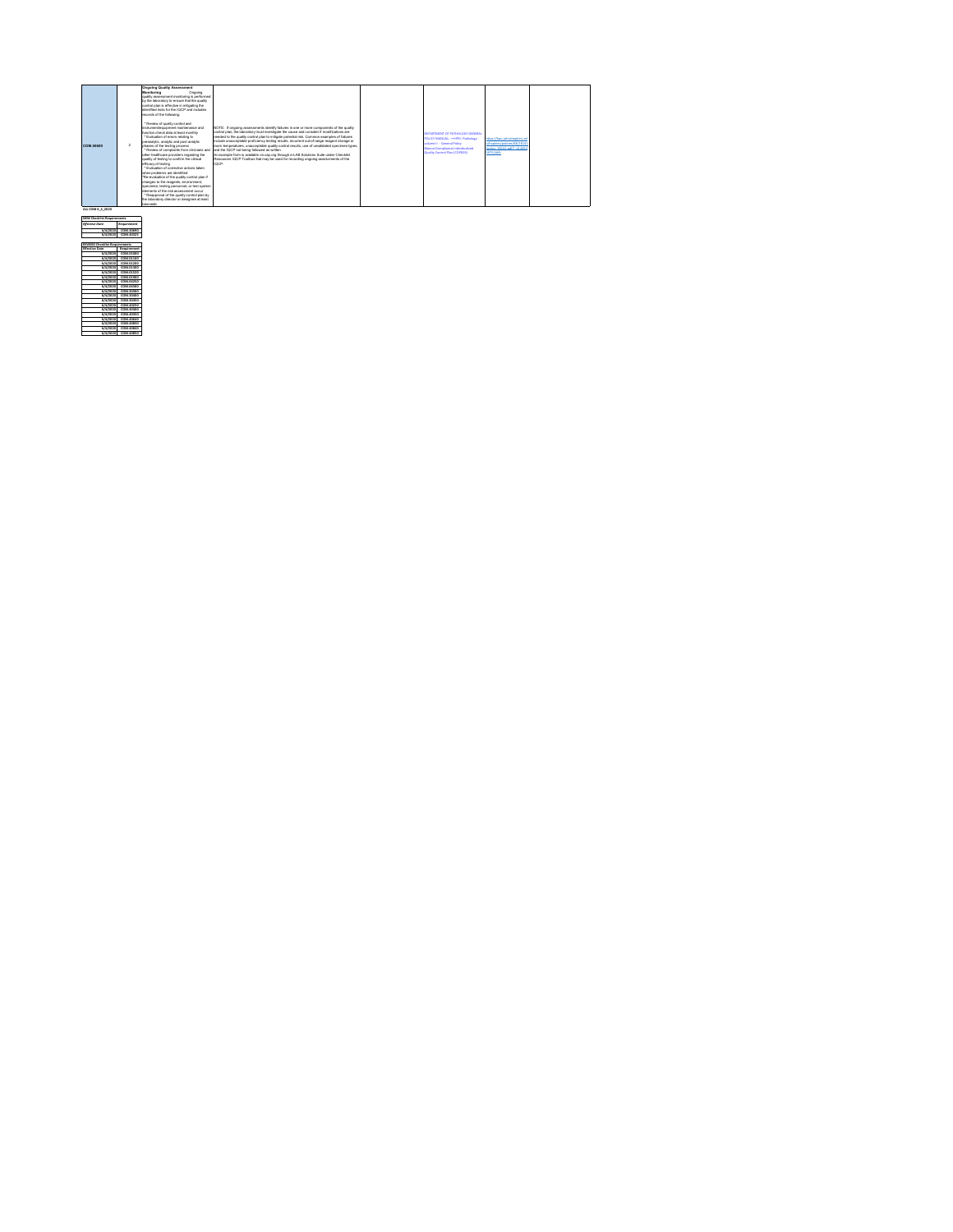| COM.30600 | 2 | **Ongoing Quality Assessment Monitoring** Ongoing quality assessment monitoring is performed by the laboratory to ensure that the quality control plan is effective in mitigating the identified risks for the IQCP and includes records of the following:<br><br>* Review of quality control and instrument/equipment maintenance and function check data at least monthly<br>* Evaluation of errors relating to preanalytic, analytic and post analytic phases of the testing process<br>* Review of complaints from clinicians and other healthcare providers regarding the quality of testing to confirm the clinical efficacy of testing<br>* Evaluation of corrective actions taken when problems are identified<br>The evaluation of the quality control plan if changes to the reagents, environment, specimens, testing personnel, or test system elements of the risk assessment occur<br>* Reapproval of the quality control plan by the laboratory director or designee at least biennially | NOTE: If ongoing assessments identify failures in one or more components of the quality control plan, the laboratory must investigate the cause and consider if modifications are needed to the quality control plan to mitigate potential risk. Common examples of failures include unacceptable proficiency testing results, recurrent out-of-range reagent storage or room temperatures, unacceptable quality control results, use of unvalidated specimen types, and the IQCP not being followed as written.<br>An example form is available on cap.org through e-LAB Solutions Suite under Checklist Resources IQCP Toolbox that may be used for recording ongoing assessments of the IQCP. | | DEPARTMENT OF PATHOLOGY GENERAL POLICY MANUAL - ==RO: Pathology volume I - General Policy Manual Compliance\Individualized Quality Control Plan (IQCP001) | https://fsps.ohsthealthcare.org/... | |

ALL COM 6_4_2020

| NEW Checklist Requirements | |
|---|---|
| *Effective Date* | *Requirement* |
| 6/4/2020 | COM.30450 |
| 6/4/2020 | COM.40025 |

| REVISED Checklist Requirements | |
|---|---|
| *Effective Date* | *Requirement* |
| 6/4/2020 | COM.01000 |
| 6/4/2020 | COM.01100 |
| 6/4/2020 | COM.01200 |
| 6/4/2020 | COM.01300 |
| 6/4/2020 | COM.01520 |
| 6/4/2020 | COM.01900 |
| 6/4/2020 | COM.04250 |
| 6/4/2020 | COM.06000 |
| 6/4/2020 | COM.30550 |
| 6/4/2020 | COM.30600 |
| 6/4/2020 | COM.30650 |
| 6/4/2020 | COM.40250 |
| 6/4/2020 | COM.40300 |
| 6/4/2020 | COM.40350 |
| 6/4/2020 | COM.40400 |
| 6/4/2020 | COM.40850 |
| 6/4/2020 | COM.40825 |
| 6/4/2020 | COM.40950 |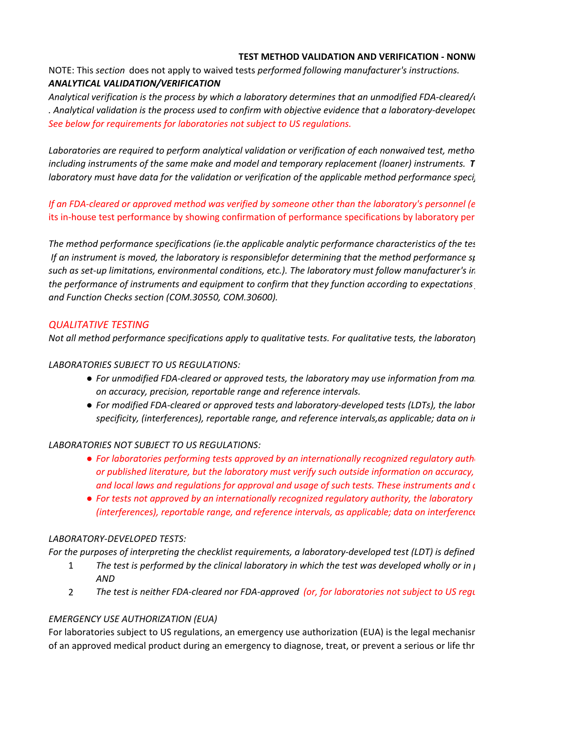**TEST METHOD VALIDATION AND VERIFICATION - NONW**

NOTE: This *section* does not apply to waived tests *performed following manufacturer's instructions.*

***ANALYTICAL VALIDATION/VERIFICATION***

*Analytical verification is the process by which a laboratory determines that an unmodified FDA-cleared/c*
*. Analytical validation is the process used to confirm with objective evidence that a laboratory-developed*
*See below for requirements for laboratories not subject to US regulations.*

*Laboratories are required to perform analytical validation or verification of each nonwaived test, metho*
*including instruments of the same make and model and temporary replacement (loaner) instruments.* ***T***
*laboratory must have data for the validation or verification of the applicable method performance speci*

*If an FDA-cleared or approved method was verified by someone other than the laboratory's personnel (e*
its in-house test performance by showing confirmation of performance specifications by laboratory per

*The method performance specifications (ie.the applicable analytic performance characteristics of the tes*
*If an instrument is moved, the laboratory is responsiblefor determining that the method performance sp*
*such as set-up limitations, environmental conditions, etc.). The laboratory must follow manufacturer's in*
*the performance of instruments and equipment to confirm that they function according to expectations*
*and Function Checks section (COM.30550, COM.30600).*

*QUALITATIVE TESTING*

*Not all method performance specifications apply to qualitative tests. For qualitative tests, the laboratory*

*LABORATORIES SUBJECT TO US REGULATIONS:*

- *For unmodified FDA-cleared or approved tests, the laboratory may use information from ma*
  *on accuracy, precision, reportable range and reference intervals.*
- *For modified FDA-cleared or approved tests and laboratory-developed tests (LDTs), the labor*
  *specificity, (interferences), reportable range, and reference intervals,as applicable; data on in*

*LABORATORIES NOT SUBJECT TO US REGULATIONS:*

- *For laboratories performing tests approved by an internationally recognized regulatory auth*
  *or published literature, but the laboratory must verify such outside information on accuracy,*
  *and local laws and regulations for approval and usage of such tests. These instruments and c*
- *For tests not approved by an internationally recognized regulatory authority, the laboratory*
  *(interferences), reportable range, and reference intervals, as applicable; data on interference*

*LABORATORY-DEVELOPED TESTS:*

*For the purposes of interpreting the checklist requirements, a laboratory-developed test (LDT) is defined*

1. *The test is performed by the clinical laboratory in which the test was developed wholly or in p*
   *AND*
2. *The test is neither FDA-cleared nor FDA-approved* *(or, for laboratories not subject to US regu*

*EMERGENCY USE AUTHORIZATION (EUA)*

For laboratories subject to US regulations, an emergency use authorization (EUA) is the legal mechanisr
of an approved medical product during an emergency to diagnose, treat, or prevent a serious or life thr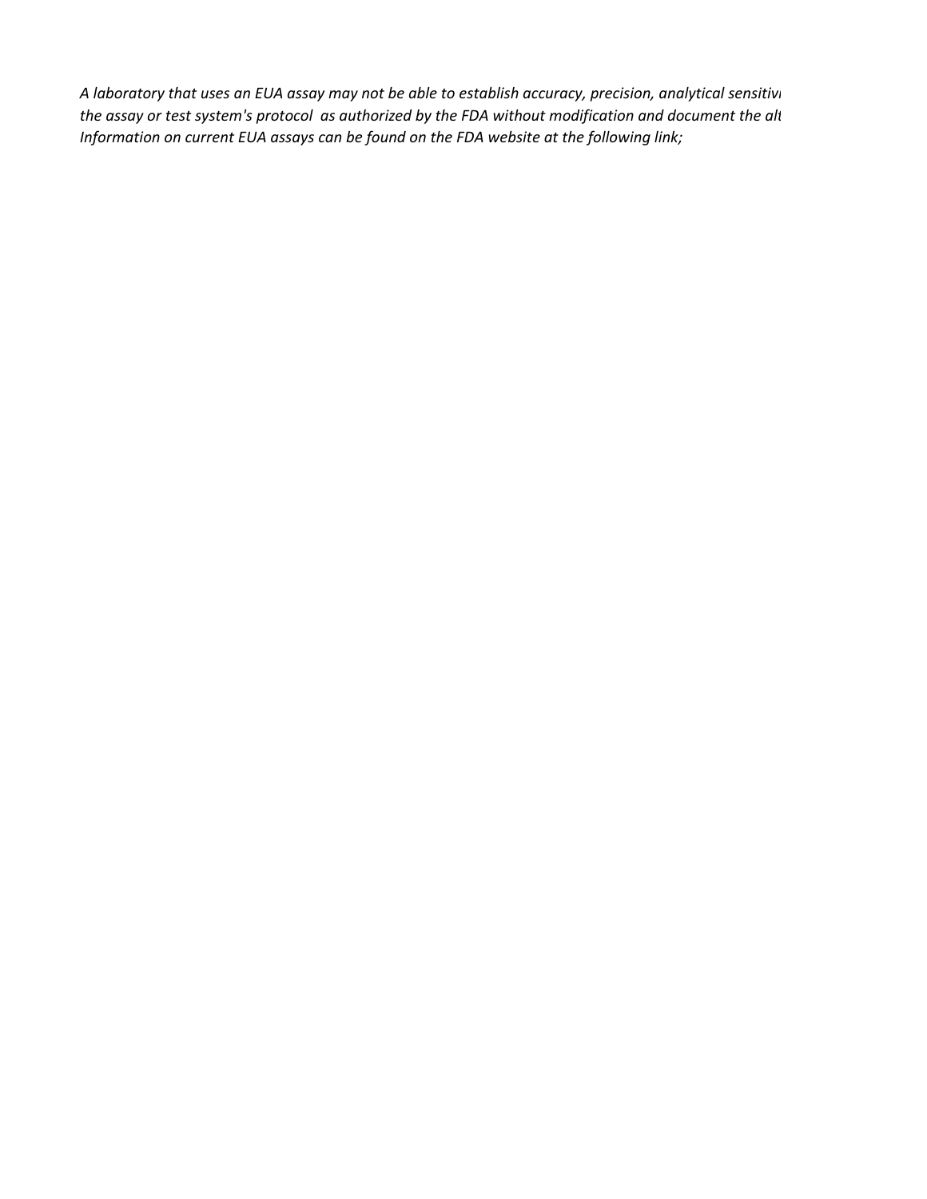*A laboratory that uses an EUA assay may not be able to establish accuracy, precision, analytical sensitivi*
*the assay or test system's protocol as authorized by the FDA without modification and document the alt*
*Information on current EUA assays can be found on the FDA website at the following link;*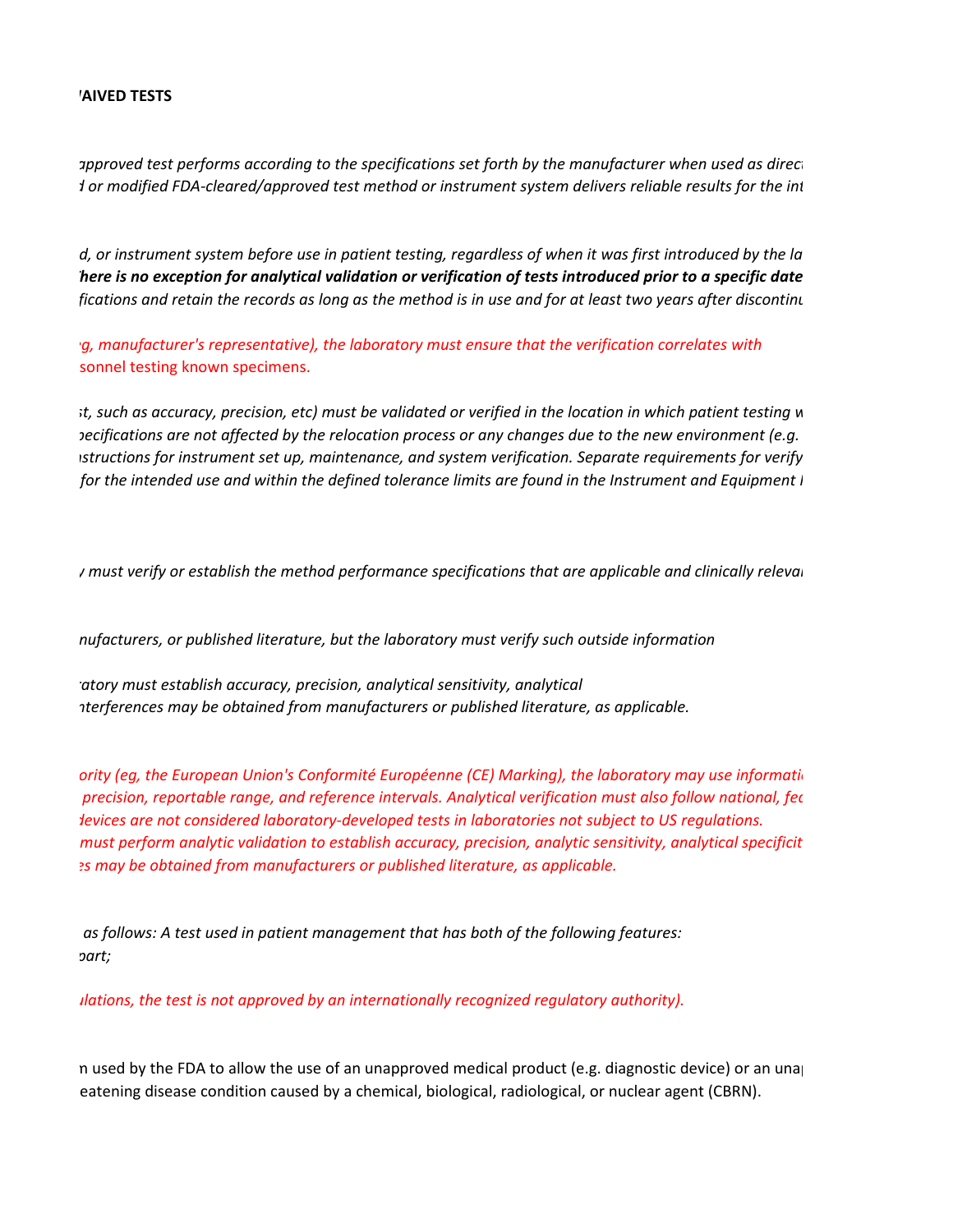**'AIVED TESTS**

*ıpproved test performs according to the specifications set forth by the manufacturer when used as direc*
*l or modified FDA-cleared/approved test method or instrument system delivers reliable results for the int*

*d, or instrument system before use in patient testing, regardless of when it was first introduced by the la*
***here is no exception for analytical validation or verification of tests introduced prior to a specific date***
*fications and retain the records as long as the method is in use and for at least two years after discontinu*

*g, manufacturer's representative), the laboratory must ensure that the verification correlates with*
sonnel testing known specimens.

*t, such as accuracy, precision, etc) must be validated or verified in the location in which patient testing w*
*pecifications are not affected by the relocation process or any changes due to the new environment (e.g.*
*structions for instrument set up, maintenance, and system verification. Separate requirements for verify*
*for the intended use and within the defined tolerance limits are found in the Instrument and Equipment I*

*must verify or establish the method performance specifications that are applicable and clinically releva*

*nufacturers, or published literature, but the laboratory must verify such outside information*

*atory must establish accuracy, precision, analytical sensitivity, analytical*
*nterferences may be obtained from manufacturers or published literature, as applicable.*

*ority (eg, the European Union's Conformité Européenne (CE) Marking), the laboratory may use informati*
*precision, reportable range, and reference intervals. Analytical verification must also follow national, fec*
*devices are not considered laboratory-developed tests in laboratories not subject to US regulations.*
*must perform analytic validation to establish accuracy, precision, analytic sensitivity, analytical specificit*
*es may be obtained from manufacturers or published literature, as applicable.*

*as follows: A test used in patient management that has both of the following features:*
*part;*

*ulations, the test is not approved by an internationally recognized regulatory authority).*

n used by the FDA to allow the use of an unapproved medical product (e.g. diagnostic device) or an una
eatening disease condition caused by a chemical, biological, radiological, or nuclear agent (CBRN).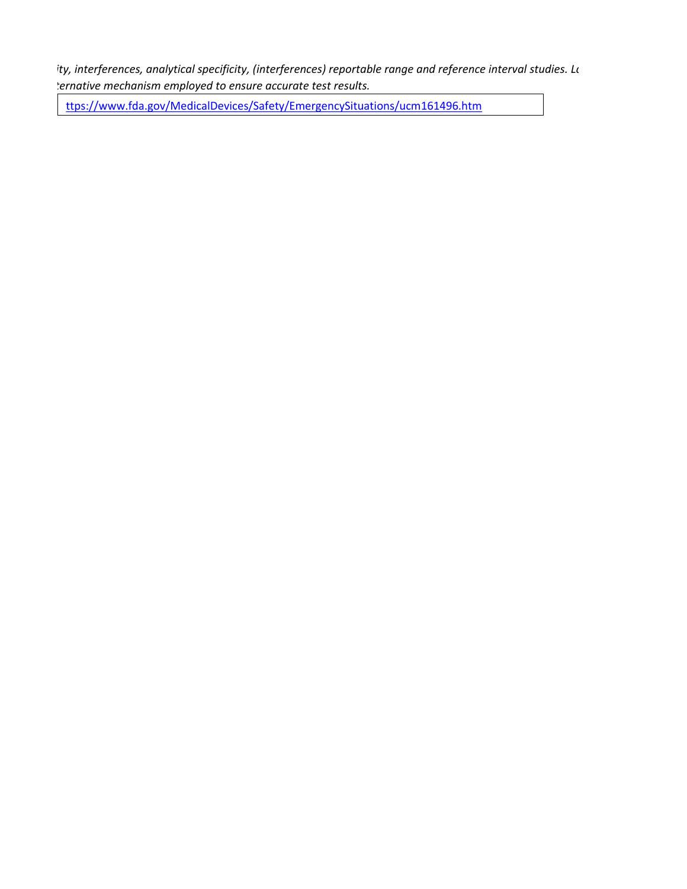*ity, interferences, analytical specificity, (interferences) reportable range and reference interval studies. Lo*
*ternative mechanism employed to ensure accurate test results.*

| ttps://www.fda.gov/MedicalDevices/Safety/EmergencySituations/ucm161496.htm |
| --- |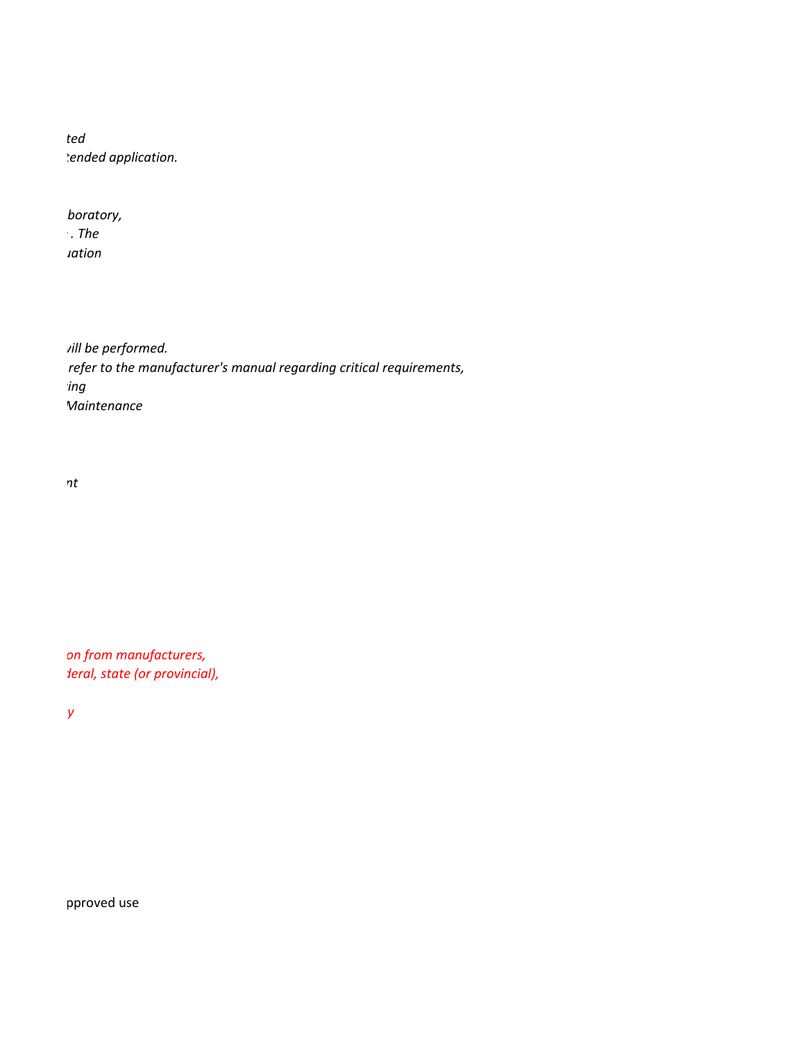*ted*
*tended application.*

*boratory,*
*. The*
*uation*

*vill be performed.*
*refer to the manufacturer's manual regarding critical requirements,*
*ing*
*Maintenance*

*nt*

*on from manufacturers,*
*deral, state (or provincial),*

*y*

pproved use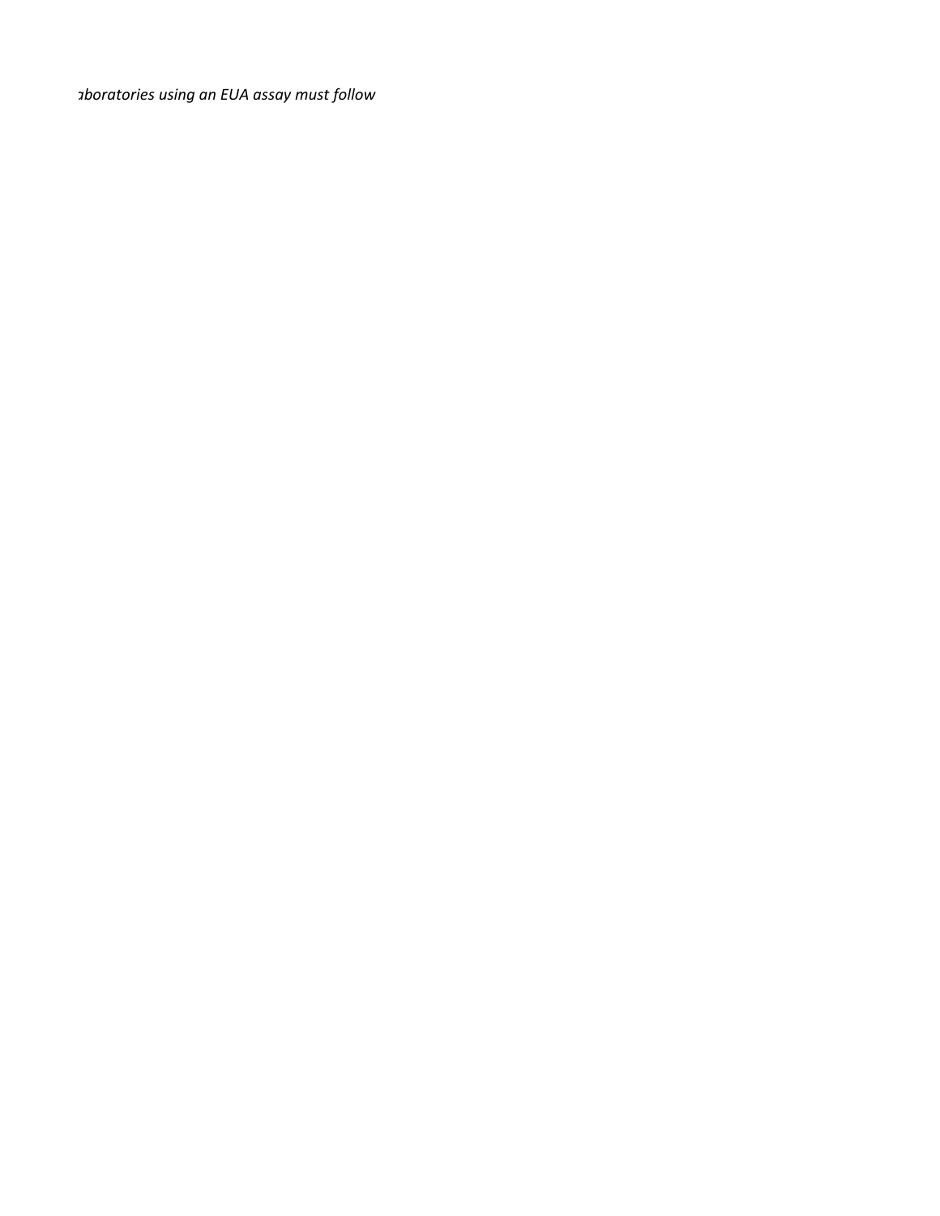*aboratories using an EUA assay must follow*